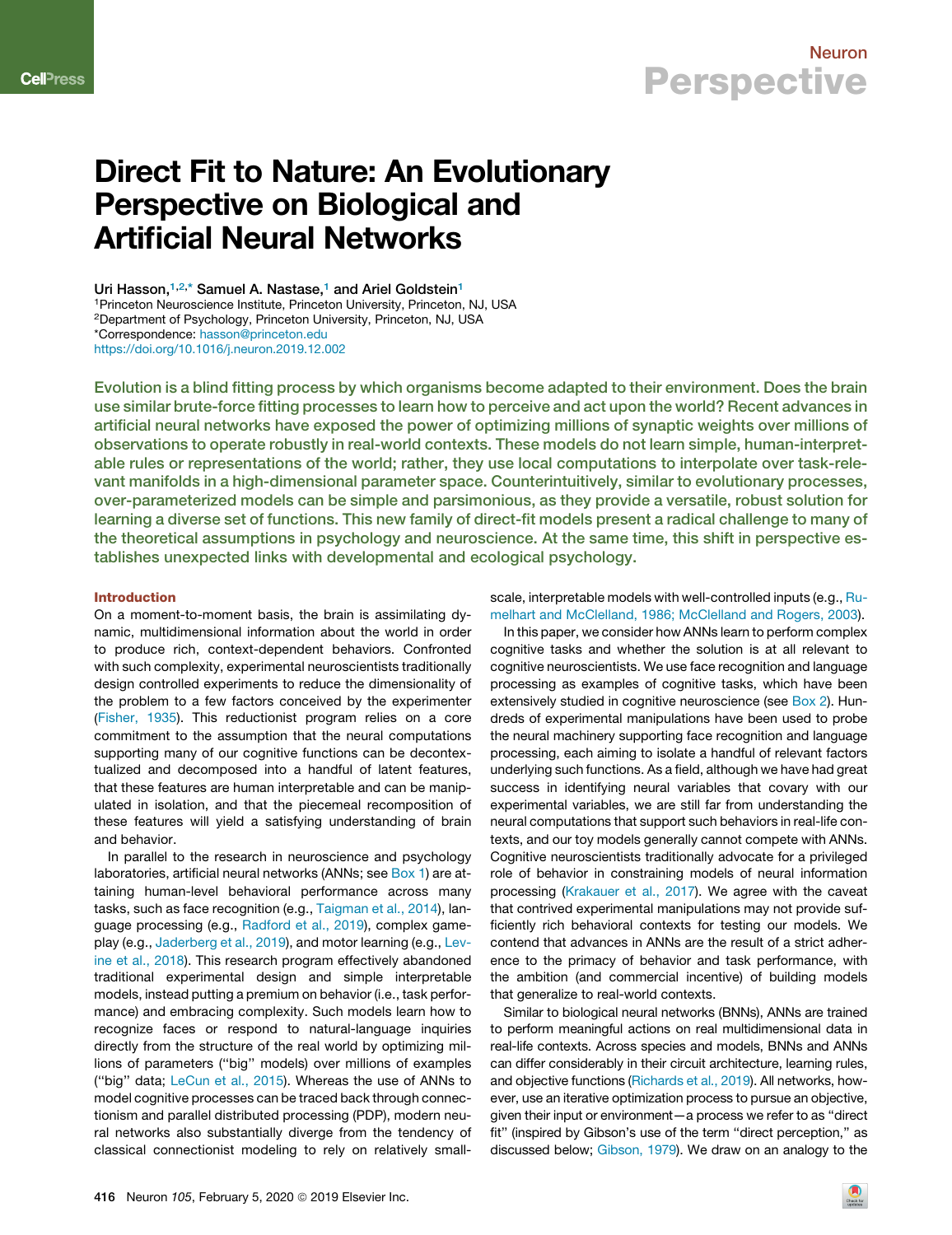# Direct Fit to Nature: An Evolutionary Perspective on Biological and Artificial Neural Networks

Uri Hasson,[1,2,*] Samuel A. Nastase,[1] and Ariel Goldstein[1]

[1]Princeton Neuroscience Institute, Princeton University, Princeton, NJ, USA

[2]Department of Psychology, Princeton University, Princeton, NJ, USA

*Correspondence: hasson@princeton.edu

https://doi.org/10.1016/j.neuron.2019.12.002

**Evolution is a blind fitting process by which organisms become adapted to their environment. Does the brain use similar brute-force fitting processes to learn how to perceive and act upon the world? Recent advances in artificial neural networks have exposed the power of optimizing millions of synaptic weights over millions of observations to operate robustly in real-world contexts. These models do not learn simple, human-interpretable rules or representations of the world; rather, they use local computations to interpolate over task-relevant manifolds in a high-dimensional parameter space. Counterintuitively, similar to evolutionary processes, over-parameterized models can be simple and parsimonious, as they provide a versatile, robust solution for learning a diverse set of functions. This new family of direct-fit models present a radical challenge to many of the theoretical assumptions in psychology and neuroscience. At the same time, this shift in perspective establishes unexpected links with developmental and ecological psychology.**

## Introduction

On a moment-to-moment basis, the brain is assimilating dynamic, multidimensional information about the world in order to produce rich, context-dependent behaviors. Confronted with such complexity, experimental neuroscientists traditionally design controlled experiments to reduce the dimensionality of the problem to a few factors conceived by the experimenter (Fisher, 1935). This reductionist program relies on a core commitment to the assumption that the neural computations supporting many of our cognitive functions can be decontextualized and decomposed into a handful of latent features, that these features are human interpretable and can be manipulated in isolation, and that the piecemeal recomposition of these features will yield a satisfying understanding of brain and behavior.

In parallel to the research in neuroscience and psychology laboratories, artificial neural networks (ANNs; see Box 1) are attaining human-level behavioral performance across many tasks, such as face recognition (e.g., Taigman et al., 2014), language processing (e.g., Radford et al., 2019), complex gameplay (e.g., Jaderberg et al., 2019), and motor learning (e.g., Levine et al., 2018). This research program effectively abandoned traditional experimental design and simple interpretable models, instead putting a premium on behavior (i.e., task performance) and embracing complexity. Such models learn how to recognize faces or respond to natural-language inquiries directly from the structure of the real world by optimizing millions of parameters ("big" models) over millions of examples ("big" data; LeCun et al., 2015). Whereas the use of ANNs to model cognitive processes can be traced back through connectionism and parallel distributed processing (PDP), modern neural networks also substantially diverge from the tendency of classical connectionist modeling to rely on relatively small-scale, interpretable models with well-controlled inputs (e.g., Rumelhart and McClelland, 1986; McClelland and Rogers, 2003).

In this paper, we consider how ANNs learn to perform complex cognitive tasks and whether the solution is at all relevant to cognitive neuroscientists. We use face recognition and language processing as examples of cognitive tasks, which have been extensively studied in cognitive neuroscience (see Box 2). Hundreds of experimental manipulations have been used to probe the neural machinery supporting face recognition and language processing, each aiming to isolate a handful of relevant factors underlying such functions. As a field, although we have had great success in identifying neural variables that covary with our experimental variables, we are still far from understanding the neural computations that support such behaviors in real-life contexts, and our toy models generally cannot compete with ANNs. Cognitive neuroscientists traditionally advocate for a privileged role of behavior in constraining models of neural information processing (Krakauer et al., 2017). We agree with the caveat that contrived experimental manipulations may not provide sufficiently rich behavioral contexts for testing our models. We contend that advances in ANNs are the result of a strict adherence to the primacy of behavior and task performance, with the ambition (and commercial incentive) of building models that generalize to real-world contexts.

Similar to biological neural networks (BNNs), ANNs are trained to perform meaningful actions on real multidimensional data in real-life contexts. Across species and models, BNNs and ANNs can differ considerably in their circuit architecture, learning rules, and objective functions (Richards et al., 2019). All networks, however, use an iterative optimization process to pursue an objective, given their input or environment—a process we refer to as "direct fit" (inspired by Gibson's use of the term "direct perception," as discussed below; Gibson, 1979). We draw on an analogy to the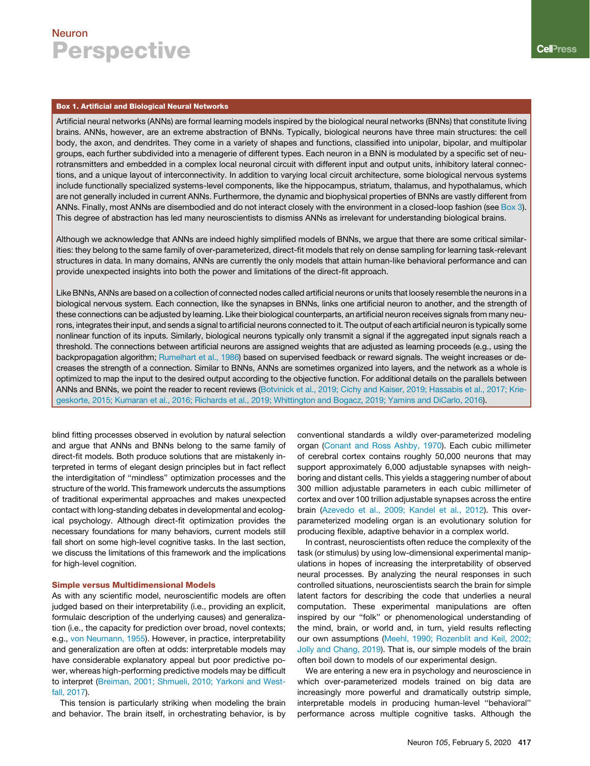### Box 1. Artificial and Biological Neural Networks

Artificial neural networks (ANNs) are formal learning models inspired by the biological neural networks (BNNs) that constitute living brains. ANNs, however, are an extreme abstraction of BNNs. Typically, biological neurons have three main structures: the cell body, the axon, and dendrites. They come in a variety of shapes and functions, classified into unipolar, bipolar, and multipolar groups, each further subdivided into a menagerie of different types. Each neuron in a BNN is modulated by a specific set of neurotransmitters and embedded in a complex local neuronal circuit with different input and output units, inhibitory lateral connections, and a unique layout of interconnectivity. In addition to varying local circuit architecture, some biological nervous systems include functionally specialized systems-level components, like the hippocampus, striatum, thalamus, and hypothalamus, which are not generally included in current ANNs. Furthermore, the dynamic and biophysical properties of BNNs are vastly different from ANNs. Finally, most ANNs are disembodied and do not interact closely with the environment in a closed-loop fashion (see Box 3). This degree of abstraction has led many neuroscientists to dismiss ANNs as irrelevant for understanding biological brains.

Although we acknowledge that ANNs are indeed highly simplified models of BNNs, we argue that there are some critical similarities: they belong to the same family of over-parameterized, direct-fit models that rely on dense sampling for learning task-relevant structures in data. In many domains, ANNs are currently the only models that attain human-like behavioral performance and can provide unexpected insights into both the power and limitations of the direct-fit approach.

Like BNNs, ANNs are based on a collection of connected nodes called artificial neurons or units that loosely resemble the neurons in a biological nervous system. Each connection, like the synapses in BNNs, links one artificial neuron to another, and the strength of these connections can be adjusted by learning. Like their biological counterparts, an artificial neuron receives signals from many neurons, integrates their input, and sends a signal to artificial neurons connected to it. The output of each artificial neuron is typically some nonlinear function of its inputs. Similarly, biological neurons typically only transmit a signal if the aggregated input signals reach a threshold. The connections between artificial neurons are assigned weights that are adjusted as learning proceeds (e.g., using the backpropagation algorithm; Rumelhart et al., 1986) based on supervised feedback or reward signals. The weight increases or decreases the strength of a connection. Similar to BNNs, ANNs are sometimes organized into layers, and the network as a whole is optimized to map the input to the desired output according to the objective function. For additional details on the parallels between ANNs and BNNs, we point the reader to recent reviews (Botvinick et al., 2019; Cichy and Kaiser, 2019; Hassabis et al., 2017; Kriegeskorte, 2015; Kumaran et al., 2016; Richards et al., 2019; Whittington and Bogacz, 2019; Yamins and DiCarlo, 2016).

blind fitting processes observed in evolution by natural selection and argue that ANNs and BNNs belong to the same family of direct-fit models. Both produce solutions that are mistakenly interpreted in terms of elegant design principles but in fact reflect the interdigitation of "mindless" optimization processes and the structure of the world. This framework undercuts the assumptions of traditional experimental approaches and makes unexpected contact with long-standing debates in developmental and ecological psychology. Although direct-fit optimization provides the necessary foundations for many behaviors, current models still fall short on some high-level cognitive tasks. In the last section, we discuss the limitations of this framework and the implications for high-level cognition.

## Simple versus Multidimensional Models

As with any scientific model, neuroscientific models are often judged based on their interpretability (i.e., providing an explicit, formulaic description of the underlying causes) and generalization (i.e., the capacity for prediction over broad, novel contexts; e.g., von Neumann, 1955). However, in practice, interpretability and generalization are often at odds: interpretable models may have considerable explanatory appeal but poor predictive power, whereas high-performing predictive models may be difficult to interpret (Breiman, 2001; Shmueli, 2010; Yarkoni and Westfall, 2017).

This tension is particularly striking when modeling the brain and behavior. The brain itself, in orchestrating behavior, is by conventional standards a wildly over-parameterized modeling organ (Conant and Ross Ashby, 1970). Each cubic millimeter of cerebral cortex contains roughly 50,000 neurons that may support approximately 6,000 adjustable synapses with neighboring and distant cells. This yields a staggering number of about 300 million adjustable parameters in each cubic millimeter of cortex and over 100 trillion adjustable synapses across the entire brain (Azevedo et al., 2009; Kandel et al., 2012). This over-parameterized modeling organ is an evolutionary solution for producing flexible, adaptive behavior in a complex world.

In contrast, neuroscientists often reduce the complexity of the task (or stimulus) by using low-dimensional experimental manipulations in hopes of increasing the interpretability of observed neural processes. By analyzing the neural responses in such controlled situations, neuroscientists search the brain for simple latent factors for describing the code that underlies a neural computation. These experimental manipulations are often inspired by our "folk" or phenomenological understanding of the mind, brain, or world and, in turn, yield results reflecting our own assumptions (Meehl, 1990; Rozenblit and Keil, 2002; Jolly and Chang, 2019). That is, our simple models of the brain often boil down to models of our experimental design.

We are entering a new era in psychology and neuroscience in which over-parameterized models trained on big data are increasingly more powerful and dramatically outstrip simple, interpretable models in producing human-level "behavioral" performance across multiple cognitive tasks. Although the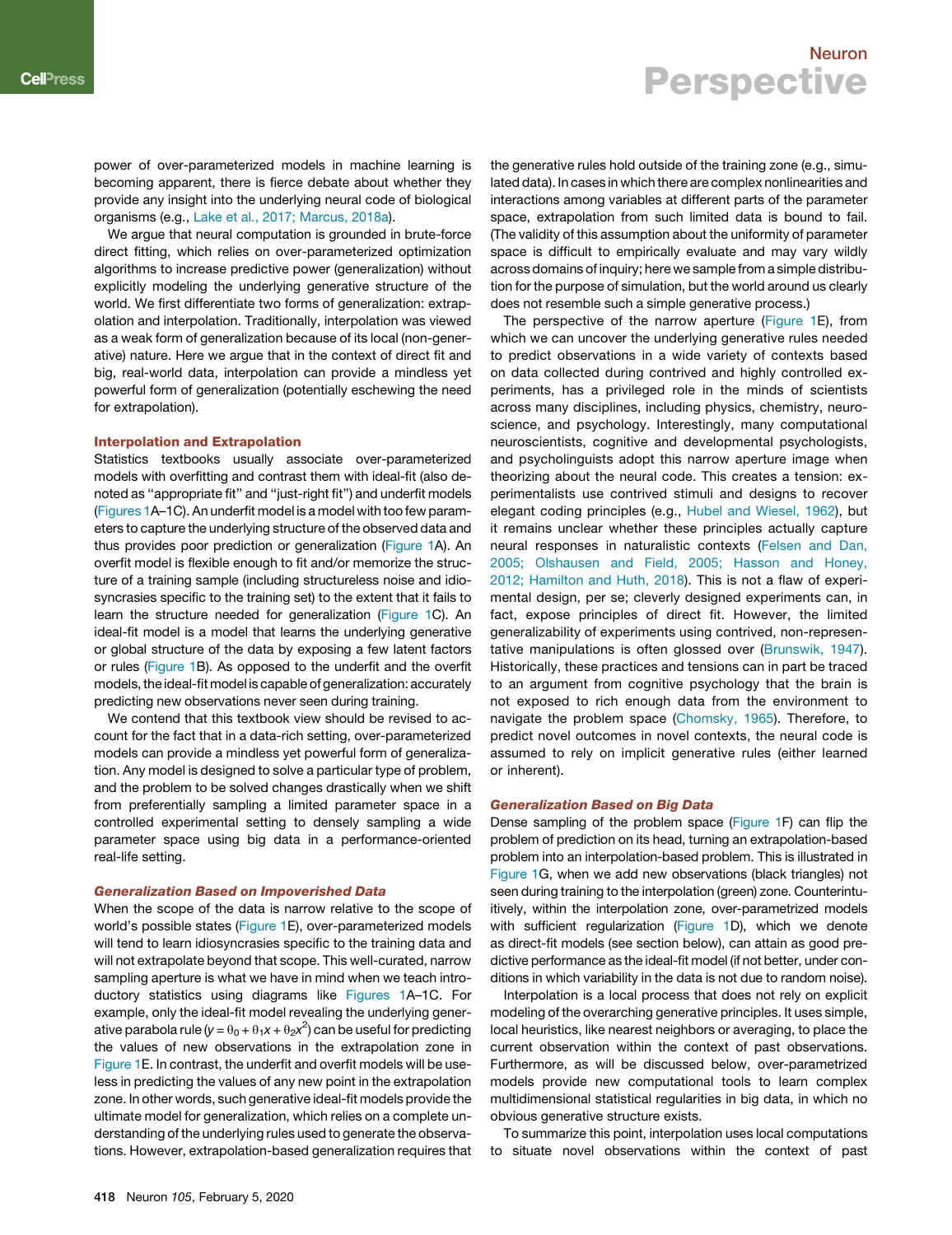power of over-parameterized models in machine learning is becoming apparent, there is fierce debate about whether they provide any insight into the underlying neural code of biological organisms (e.g., Lake et al., 2017; Marcus, 2018a).

We argue that neural computation is grounded in brute-force direct fitting, which relies on over-parameterized optimization algorithms to increase predictive power (generalization) without explicitly modeling the underlying generative structure of the world. We first differentiate two forms of generalization: extrapolation and interpolation. Traditionally, interpolation was viewed as a weak form of generalization because of its local (non-generative) nature. Here we argue that in the context of direct fit and big, real-world data, interpolation can provide a mindless yet powerful form of generalization (potentially eschewing the need for extrapolation).

## Interpolation and Extrapolation

Statistics textbooks usually associate over-parameterized models with overfitting and contrast them with ideal-fit (also denoted as "appropriate fit" and "just-right fit") and underfit models (Figures 1A–1C). An underfit model is a model with too few parameters to capture the underlying structure of the observed data and thus provides poor prediction or generalization (Figure 1A). An overfit model is flexible enough to fit and/or memorize the structure of a training sample (including structureless noise and idiosyncrasies specific to the training set) to the extent that it fails to learn the structure needed for generalization (Figure 1C). An ideal-fit model is a model that learns the underlying generative or global structure of the data by exposing a few latent factors or rules (Figure 1B). As opposed to the underfit and the overfit models, the ideal-fit model is capable of generalization: accurately predicting new observations never seen during training.

We contend that this textbook view should be revised to account for the fact that in a data-rich setting, over-parameterized models can provide a mindless yet powerful form of generalization. Any model is designed to solve a particular type of problem, and the problem to be solved changes drastically when we shift from preferentially sampling a limited parameter space in a controlled experimental setting to densely sampling a wide parameter space using big data in a performance-oriented real-life setting.

### *Generalization Based on Impoverished Data*

When the scope of the data is narrow relative to the scope of world's possible states (Figure 1E), over-parameterized models will tend to learn idiosyncrasies specific to the training data and will not extrapolate beyond that scope. This well-curated, narrow sampling aperture is what we have in mind when we teach introductory statistics using diagrams like Figures 1A–1C. For example, only the ideal-fit model revealing the underlying generative parabola rule ($y = \theta_0 + \theta_1 x + \theta_2 x^2$) can be useful for predicting the values of new observations in the extrapolation zone in Figure 1E. In contrast, the underfit and overfit models will be useless in predicting the values of any new point in the extrapolation zone. In other words, such generative ideal-fit models provide the ultimate model for generalization, which relies on a complete understanding of the underlying rules used to generate the observations. However, extrapolation-based generalization requires that the generative rules hold outside of the training zone (e.g., simulated data). In cases in which there are complex nonlinearities and interactions among variables at different parts of the parameter space, extrapolation from such limited data is bound to fail. (The validity of this assumption about the uniformity of parameter space is difficult to empirically evaluate and may vary wildly across domains of inquiry; here we sample from a simple distribution for the purpose of simulation, but the world around us clearly does not resemble such a simple generative process.)

The perspective of the narrow aperture (Figure 1E), from which we can uncover the underlying generative rules needed to predict observations in a wide variety of contexts based on data collected during contrived and highly controlled experiments, has a privileged role in the minds of scientists across many disciplines, including physics, chemistry, neuroscience, and psychology. Interestingly, many computational neuroscientists, cognitive and developmental psychologists, and psycholinguists adopt this narrow aperture image when theorizing about the neural code. This creates a tension: experimentalists use contrived stimuli and designs to recover elegant coding principles (e.g., Hubel and Wiesel, 1962), but it remains unclear whether these principles actually capture neural responses in naturalistic contexts (Felsen and Dan, 2005; Olshausen and Field, 2005; Hasson and Honey, 2012; Hamilton and Huth, 2018). This is not a flaw of experimental design, per se; cleverly designed experiments can, in fact, expose principles of direct fit. However, the limited generalizability of experiments using contrived, non-representative manipulations is often glossed over (Brunswik, 1947). Historically, these practices and tensions can in part be traced to an argument from cognitive psychology that the brain is not exposed to rich enough data from the environment to navigate the problem space (Chomsky, 1965). Therefore, to predict novel outcomes in novel contexts, the neural code is assumed to rely on implicit generative rules (either learned or inherent).

### *Generalization Based on Big Data*

Dense sampling of the problem space (Figure 1F) can flip the problem of prediction on its head, turning an extrapolation-based problem into an interpolation-based problem. This is illustrated in Figure 1G, when we add new observations (black triangles) not seen during training to the interpolation (green) zone. Counterintuitively, within the interpolation zone, over-parametrized models with sufficient regularization (Figure 1D), which we denote as direct-fit models (see section below), can attain as good predictive performance as the ideal-fit model (if not better, under conditions in which variability in the data is not due to random noise).

Interpolation is a local process that does not rely on explicit modeling of the overarching generative principles. It uses simple, local heuristics, like nearest neighbors or averaging, to place the current observation within the context of past observations. Furthermore, as will be discussed below, over-parametrized models provide new computational tools to learn complex multidimensional statistical regularities in big data, in which no obvious generative structure exists.

To summarize this point, interpolation uses local computations to situate novel observations within the context of past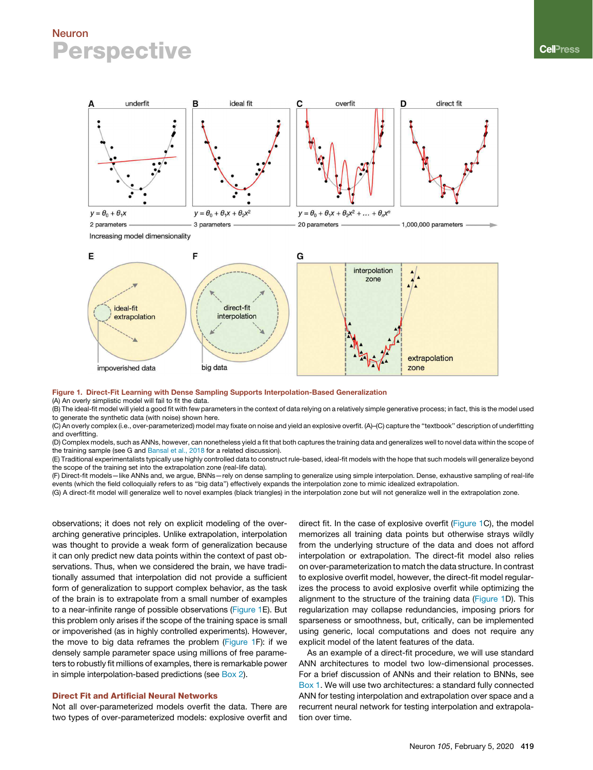**Figure 1. Direct-Fit Learning with Dense Sampling Supports Interpolation-Based Generalization**

(A) An overly simplistic model will fail to fit the data.

(B) The ideal-fit model will yield a good fit with few parameters in the context of data relying on a relatively simple generative process; in fact, this is the model used to generate the synthetic data (with noise) shown here.

(C) An overly complex (i.e., over-parameterized) model may fixate on noise and yield an explosive overfit. (A)–(C) capture the "textbook" description of underfitting and overfitting.

(D) Complex models, such as ANNs, however, can nonetheless yield a fit that both captures the training data and generalizes well to novel data within the scope of the training sample (see G and Bansal et al., 2018 for a related discussion).

(E) Traditional experimentalists typically use highly controlled data to construct rule-based, ideal-fit models with the hope that such models will generalize beyond the scope of the training set into the extrapolation zone (real-life data).

(F) Direct-fit models—like ANNs and, we argue, BNNs—rely on dense sampling to generalize using simple interpolation. Dense, exhaustive sampling of real-life events (which the field colloquially refers to as "big data") effectively expands the interpolation zone to mimic idealized extrapolation.

(G) A direct-fit model will generalize well to novel examples (black triangles) in the interpolation zone but will not generalize well in the extrapolation zone.

observations; it does not rely on explicit modeling of the overarching generative principles. Unlike extrapolation, interpolation was thought to provide a weak form of generalization because it can only predict new data points within the context of past observations. Thus, when we considered the brain, we have traditionally assumed that interpolation did not provide a sufficient form of generalization to support complex behavior, as the task of the brain is to extrapolate from a small number of examples to a near-infinite range of possible observations (Figure 1E). But this problem only arises if the scope of the training space is small or impoverished (as in highly controlled experiments). However, the move to big data reframes the problem (Figure 1F): if we densely sample parameter space using millions of free parameters to robustly fit millions of examples, there is remarkable power in simple interpolation-based predictions (see Box 2).

## Direct Fit and Artificial Neural Networks

Not all over-parameterized models overfit the data. There are two types of over-parameterized models: explosive overfit and direct fit. In the case of explosive overfit (Figure 1C), the model memorizes all training data points but otherwise strays wildly from the underlying structure of the data and does not afford interpolation or extrapolation. The direct-fit model also relies on over-parameterization to match the data structure. In contrast to explosive overfit model, however, the direct-fit model regularizes the process to avoid explosive overfit while optimizing the alignment to the structure of the training data (Figure 1D). This regularization may collapse redundancies, imposing priors for sparseness or smoothness, but, critically, can be implemented using generic, local computations and does not require any explicit model of the latent features of the data.

As an example of a direct-fit procedure, we will use standard ANN architectures to model two low-dimensional processes. For a brief discussion of ANNs and their relation to BNNs, see Box 1. We will use two architectures: a standard fully connected ANN for testing interpolation and extrapolation over space and a recurrent neural network for testing interpolation and extrapolation over time.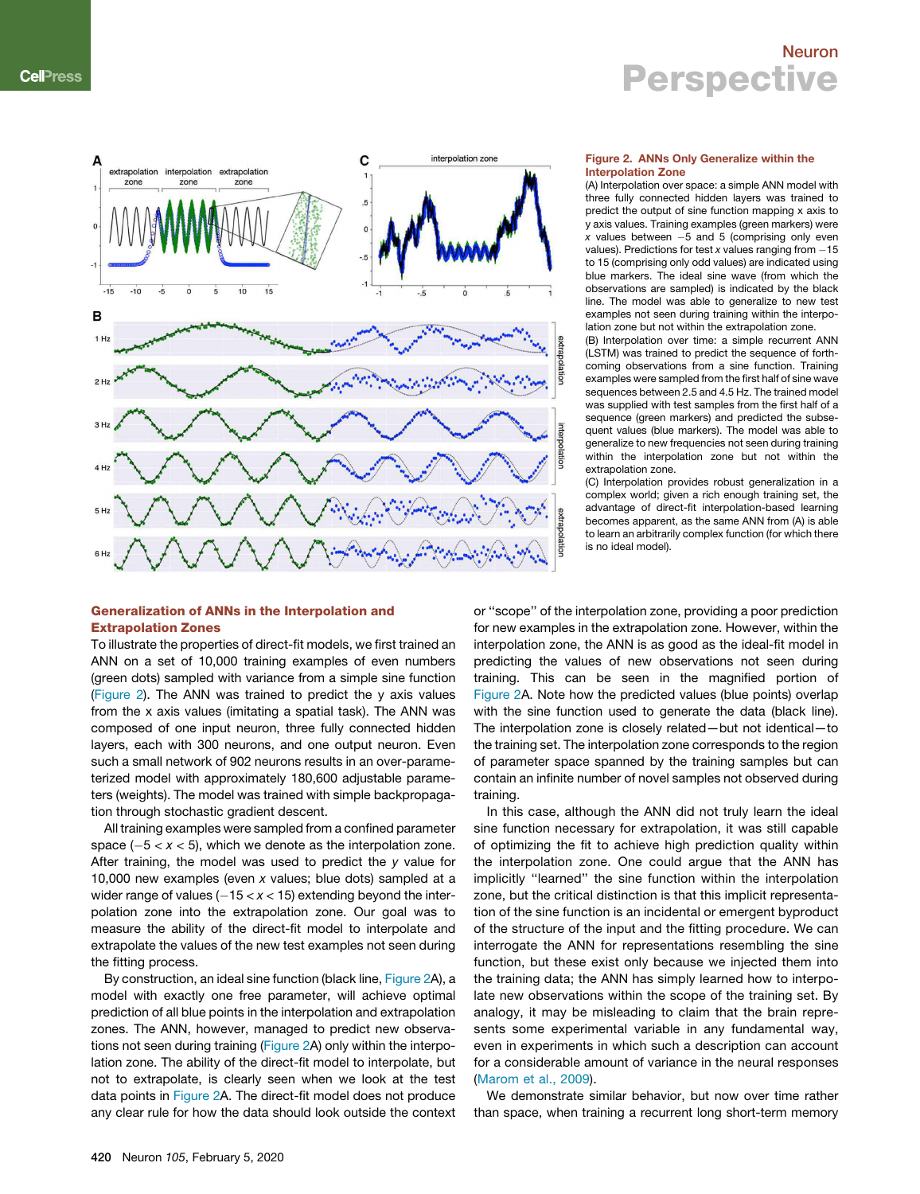**Figure 2. ANNs Only Generalize within the Interpolation Zone**

(A) Interpolation over space: a simple ANN model with three fully connected hidden layers was trained to predict the output of sine function mapping x axis to y axis values. Training examples (green markers) were $x$ values between $-5$ and 5 (comprising only even values). Predictions for test $x$ values ranging from $-15$ to 15 (comprising only odd values) are indicated using blue markers. The ideal sine wave (from which the observations are sampled) is indicated by the black line. The model was able to generalize to new test examples not seen during training within the interpolation zone but not within the extrapolation zone.

(B) Interpolation over time: a simple recurrent ANN (LSTM) was trained to predict the sequence of forthcoming observations from a sine function. Training examples were sampled from the first half of sine wave sequences between 2.5 and 4.5 Hz. The trained model was supplied with test samples from the first half of a sequence (green markers) and predicted the subsequent values (blue markers). The model was able to generalize to new frequencies not seen during training within the interpolation zone but not within the extrapolation zone.

(C) Interpolation provides robust generalization in a complex world; given a rich enough training set, the advantage of direct-fit interpolation-based learning becomes apparent, as the same ANN from (A) is able to learn an arbitrarily complex function (for which there is no ideal model).

## Generalization of ANNs in the Interpolation and Extrapolation Zones

To illustrate the properties of direct-fit models, we first trained an ANN on a set of 10,000 training examples of even numbers (green dots) sampled with variance from a simple sine function (Figure 2). The ANN was trained to predict the y axis values from the x axis values (imitating a spatial task). The ANN was composed of one input neuron, three fully connected hidden layers, each with 300 neurons, and one output neuron. Even such a small network of 902 neurons results in an over-parameterized model with approximately 180,600 adjustable parameters (weights). The model was trained with simple backpropagation through stochastic gradient descent.

All training examples were sampled from a confined parameter space ($-5 < x < 5$), which we denote as the interpolation zone. After training, the model was used to predict the $y$ value for 10,000 new examples (even $x$ values; blue dots) sampled at a wider range of values ($-15 < x < 15$) extending beyond the interpolation zone into the extrapolation zone. Our goal was to measure the ability of the direct-fit model to interpolate and extrapolate the values of the new test examples not seen during the fitting process.

By construction, an ideal sine function (black line, Figure 2A), a model with exactly one free parameter, will achieve optimal prediction of all blue points in the interpolation and extrapolation zones. The ANN, however, managed to predict new observations not seen during training (Figure 2A) only within the interpolation zone. The ability of the direct-fit model to interpolate, but not to extrapolate, is clearly seen when we look at the test data points in Figure 2A. The direct-fit model does not produce any clear rule for how the data should look outside the context or "scope" of the interpolation zone, providing a poor prediction for new examples in the extrapolation zone. However, within the interpolation zone, the ANN is as good as the ideal-fit model in predicting the values of new observations not seen during training. This can be seen in the magnified portion of Figure 2A. Note how the predicted values (blue points) overlap with the sine function used to generate the data (black line). The interpolation zone is closely related—but not identical—to the training set. The interpolation zone corresponds to the region of parameter space spanned by the training samples but can contain an infinite number of novel samples not observed during training.

In this case, although the ANN did not truly learn the ideal sine function necessary for extrapolation, it was still capable of optimizing the fit to achieve high prediction quality within the interpolation zone. One could argue that the ANN has implicitly "learned" the sine function within the interpolation zone, but the critical distinction is that this implicit representation of the sine function is an incidental or emergent byproduct of the structure of the input and the fitting procedure. We can interrogate the ANN for representations resembling the sine function, but these exist only because we injected them into the training data; the ANN has simply learned how to interpolate new observations within the scope of the training set. By analogy, it may be misleading to claim that the brain represents some experimental variable in any fundamental way, even in experiments in which such a description can account for a considerable amount of variance in the neural responses (Marom et al., 2009).

We demonstrate similar behavior, but now over time rather than space, when training a recurrent long short-term memory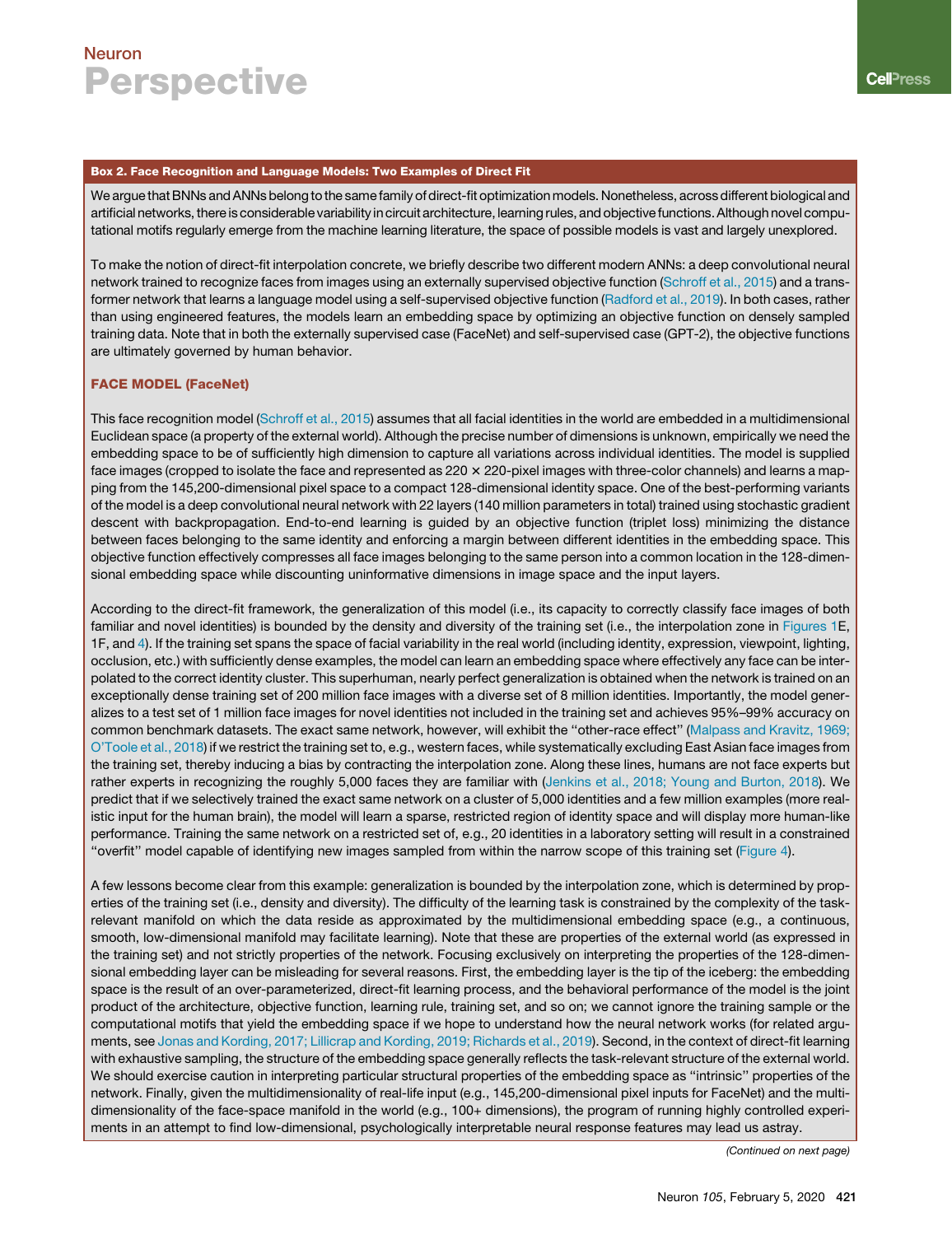### Box 2. Face Recognition and Language Models: Two Examples of Direct Fit

We argue that BNNs and ANNs belong to the same family of direct-fit optimization models. Nonetheless, across different biological and artificial networks, there is considerable variability in circuit architecture, learning rules, and objective functions. Although novel computational motifs regularly emerge from the machine learning literature, the space of possible models is vast and largely unexplored.

To make the notion of direct-fit interpolation concrete, we briefly describe two different modern ANNs: a deep convolutional neural network trained to recognize faces from images using an externally supervised objective function (Schroff et al., 2015) and a transformer network that learns a language model using a self-supervised objective function (Radford et al., 2019). In both cases, rather than using engineered features, the models learn an embedding space by optimizing an objective function on densely sampled training data. Note that in both the externally supervised case (FaceNet) and self-supervised case (GPT-2), the objective functions are ultimately governed by human behavior.

#### FACE MODEL (FaceNet)

This face recognition model (Schroff et al., 2015) assumes that all facial identities in the world are embedded in a multidimensional Euclidean space (a property of the external world). Although the precise number of dimensions is unknown, empirically we need the embedding space to be of sufficiently high dimension to capture all variations across individual identities. The model is supplied face images (cropped to isolate the face and represented as 220 × 220-pixel images with three-color channels) and learns a mapping from the 145,200-dimensional pixel space to a compact 128-dimensional identity space. One of the best-performing variants of the model is a deep convolutional neural network with 22 layers (140 million parameters in total) trained using stochastic gradient descent with backpropagation. End-to-end learning is guided by an objective function (triplet loss) minimizing the distance between faces belonging to the same identity and enforcing a margin between different identities in the embedding space. This objective function effectively compresses all face images belonging to the same person into a common location in the 128-dimensional embedding space while discounting uninformative dimensions in image space and the input layers.

According to the direct-fit framework, the generalization of this model (i.e., its capacity to correctly classify face images of both familiar and novel identities) is bounded by the density and diversity of the training set (i.e., the interpolation zone in Figures 1E, 1F, and 4). If the training set spans the space of facial variability in the real world (including identity, expression, viewpoint, lighting, occlusion, etc.) with sufficiently dense examples, the model can learn an embedding space where effectively any face can be interpolated to the correct identity cluster. This superhuman, nearly perfect generalization is obtained when the network is trained on an exceptionally dense training set of 200 million face images with a diverse set of 8 million identities. Importantly, the model generalizes to a test set of 1 million face images for novel identities not included in the training set and achieves 95%–99% accuracy on common benchmark datasets. The exact same network, however, will exhibit the "other-race effect" (Malpass and Kravitz, 1969; O'Toole et al., 2018) if we restrict the training set to, e.g., western faces, while systematically excluding East Asian face images from the training set, thereby inducing a bias by contracting the interpolation zone. Along these lines, humans are not face experts but rather experts in recognizing the roughly 5,000 faces they are familiar with (Jenkins et al., 2018; Young and Burton, 2018). We predict that if we selectively trained the exact same network on a cluster of 5,000 identities and a few million examples (more realistic input for the human brain), the model will learn a sparse, restricted region of identity space and will display more human-like performance. Training the same network on a restricted set of, e.g., 20 identities in a laboratory setting will result in a constrained "overfit" model capable of identifying new images sampled from within the narrow scope of this training set (Figure 4).

A few lessons become clear from this example: generalization is bounded by the interpolation zone, which is determined by properties of the training set (i.e., density and diversity). The difficulty of the learning task is constrained by the complexity of the task-relevant manifold on which the data reside as approximated by the multidimensional embedding space (e.g., a continuous, smooth, low-dimensional manifold may facilitate learning). Note that these are properties of the external world (as expressed in the training set) and not strictly properties of the network. Focusing exclusively on interpreting the properties of the 128-dimensional embedding layer can be misleading for several reasons. First, the embedding layer is the tip of the iceberg: the embedding space is the result of an over-parameterized, direct-fit learning process, and the behavioral performance of the model is the joint product of the architecture, objective function, learning rule, training set, and so on; we cannot ignore the training sample or the computational motifs that yield the embedding space if we hope to understand how the neural network works (for related arguments, see Jonas and Kording, 2017; Lillicrap and Kording, 2019; Richards et al., 2019). Second, in the context of direct-fit learning with exhaustive sampling, the structure of the embedding space generally reflects the task-relevant structure of the external world. We should exercise caution in interpreting particular structural properties of the embedding space as "intrinsic" properties of the network. Finally, given the multidimensionality of real-life input (e.g., 145,200-dimensional pixel inputs for FaceNet) and the multidimensionality of the face-space manifold in the world (e.g., 100+ dimensions), the program of running highly controlled experiments in an attempt to find low-dimensional, psychologically interpretable neural response features may lead us astray.

*(Continued on next page)*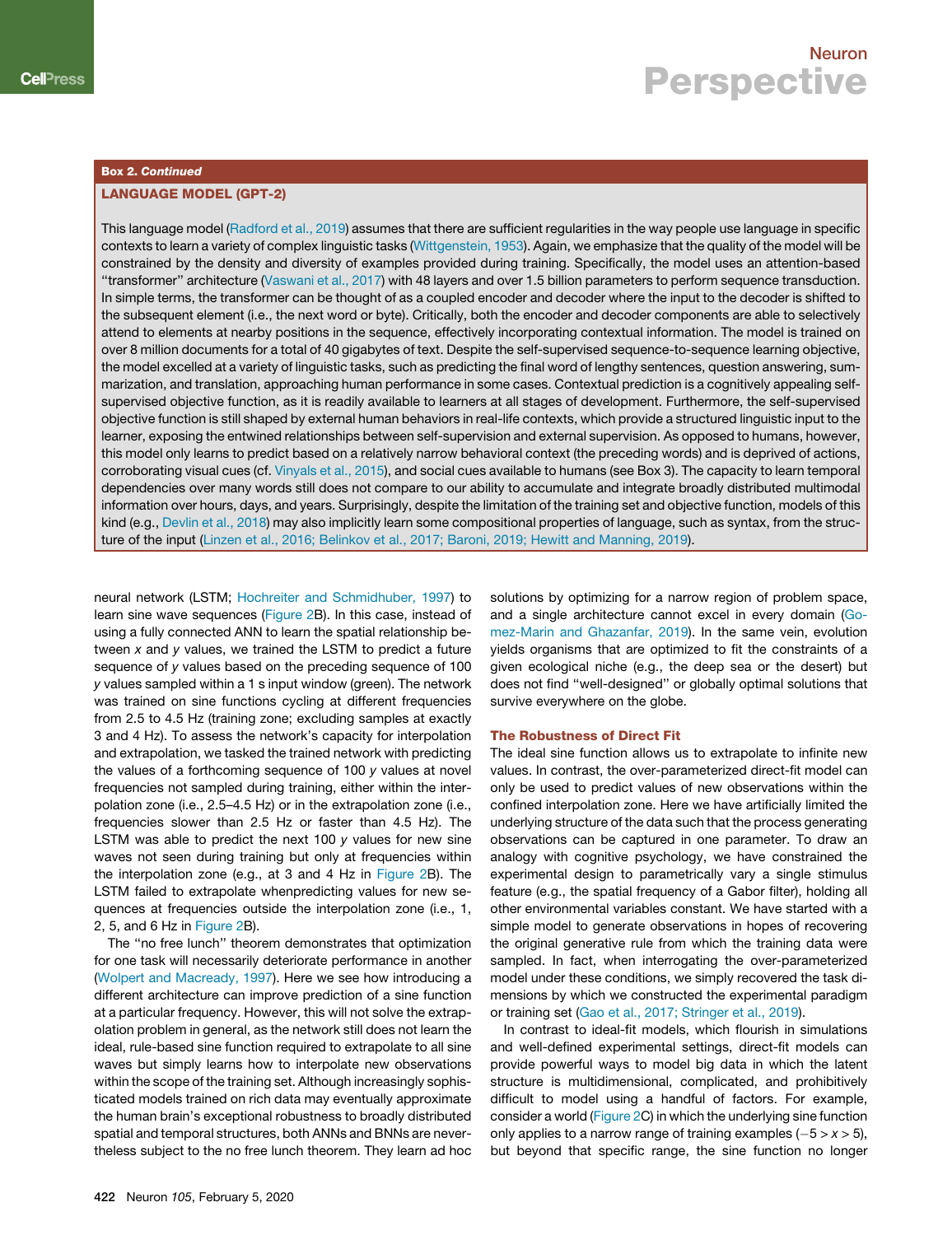**Box 2. *Continued***

**LANGUAGE MODEL (GPT-2)**

This language model (Radford et al., 2019) assumes that there are sufficient regularities in the way people use language in specific contexts to learn a variety of complex linguistic tasks (Wittgenstein, 1953). Again, we emphasize that the quality of the model will be constrained by the density and diversity of examples provided during training. Specifically, the model uses an attention-based "transformer" architecture (Vaswani et al., 2017) with 48 layers and over 1.5 billion parameters to perform sequence transduction. In simple terms, the transformer can be thought of as a coupled encoder and decoder where the input to the decoder is shifted to the subsequent element (i.e., the next word or byte). Critically, both the encoder and decoder components are able to selectively attend to elements at nearby positions in the sequence, effectively incorporating contextual information. The model is trained on over 8 million documents for a total of 40 gigabytes of text. Despite the self-supervised sequence-to-sequence learning objective, the model excelled at a variety of linguistic tasks, such as predicting the final word of lengthy sentences, question answering, summarization, and translation, approaching human performance in some cases. Contextual prediction is a cognitively appealing self-supervised objective function, as it is readily available to learners at all stages of development. Furthermore, the self-supervised objective function is still shaped by external human behaviors in real-life contexts, which provide a structured linguistic input to the learner, exposing the entwined relationships between self-supervision and external supervision. As opposed to humans, however, this model only learns to predict based on a relatively narrow behavioral context (the preceding words) and is deprived of actions, corroborating visual cues (cf. Vinyals et al., 2015), and social cues available to humans (see Box 3). The capacity to learn temporal dependencies over many words still does not compare to our ability to accumulate and integrate broadly distributed multimodal information over hours, days, and years. Surprisingly, despite the limitation of the training set and objective function, models of this kind (e.g., Devlin et al., 2018) may also implicitly learn some compositional properties of language, such as syntax, from the structure of the input (Linzen et al., 2016; Belinkov et al., 2017; Baroni, 2019; Hewitt and Manning, 2019).

neural network (LSTM; Hochreiter and Schmidhuber, 1997) to learn sine wave sequences (Figure 2B). In this case, instead of using a fully connected ANN to learn the spatial relationship between $x$ and $y$ values, we trained the LSTM to predict a future sequence of $y$ values based on the preceding sequence of 100 $y$ values sampled within a 1 s input window (green). The network was trained on sine functions cycling at different frequencies from 2.5 to 4.5 Hz (training zone; excluding samples at exactly 3 and 4 Hz). To assess the network's capacity for interpolation and extrapolation, we tasked the trained network with predicting the values of a forthcoming sequence of 100 $y$ values at novel frequencies not sampled during training, either within the interpolation zone (i.e., 2.5–4.5 Hz) or in the extrapolation zone (i.e., frequencies slower than 2.5 Hz or faster than 4.5 Hz). The LSTM was able to predict the next 100 $y$ values for new sine waves not seen during training but only at frequencies within the interpolation zone (e.g., at 3 and 4 Hz in Figure 2B). The LSTM failed to extrapolate whenpredicting values for new sequences at frequencies outside the interpolation zone (i.e., 1, 2, 5, and 6 Hz in Figure 2B).

The "no free lunch" theorem demonstrates that optimization for one task will necessarily deteriorate performance in another (Wolpert and Macready, 1997). Here we see how introducing a different architecture can improve prediction of a sine function at a particular frequency. However, this will not solve the extrapolation problem in general, as the network still does not learn the ideal, rule-based sine function required to extrapolate to all sine waves but simply learns how to interpolate new observations within the scope of the training set. Although increasingly sophisticated models trained on rich data may eventually approximate the human brain's exceptional robustness to broadly distributed spatial and temporal structures, both ANNs and BNNs are nevertheless subject to the no free lunch theorem. They learn ad hoc solutions by optimizing for a narrow region of problem space, and a single architecture cannot excel in every domain (Gomez-Marin and Ghazanfar, 2019). In the same vein, evolution yields organisms that are optimized to fit the constraints of a given ecological niche (e.g., the deep sea or the desert) but does not find "well-designed" or globally optimal solutions that survive everywhere on the globe.

## The Robustness of Direct Fit

The ideal sine function allows us to extrapolate to infinite new values. In contrast, the over-parameterized direct-fit model can only be used to predict values of new observations within the confined interpolation zone. Here we have artificially limited the underlying structure of the data such that the process generating observations can be captured in one parameter. To draw an analogy with cognitive psychology, we have constrained the experimental design to parametrically vary a single stimulus feature (e.g., the spatial frequency of a Gabor filter), holding all other environmental variables constant. We have started with a simple model to generate observations in hopes of recovering the original generative rule from which the training data were sampled. In fact, when interrogating the over-parameterized model under these conditions, we simply recovered the task dimensions by which we constructed the experimental paradigm or training set (Gao et al., 2017; Stringer et al., 2019).

In contrast to ideal-fit models, which flourish in simulations and well-defined experimental settings, direct-fit models can provide powerful ways to model big data in which the latent structure is multidimensional, complicated, and prohibitively difficult to model using a handful of factors. For example, consider a world (Figure 2C) in which the underlying sine function only applies to a narrow range of training examples ($-5 > x > 5$), but beyond that specific range, the sine function no longer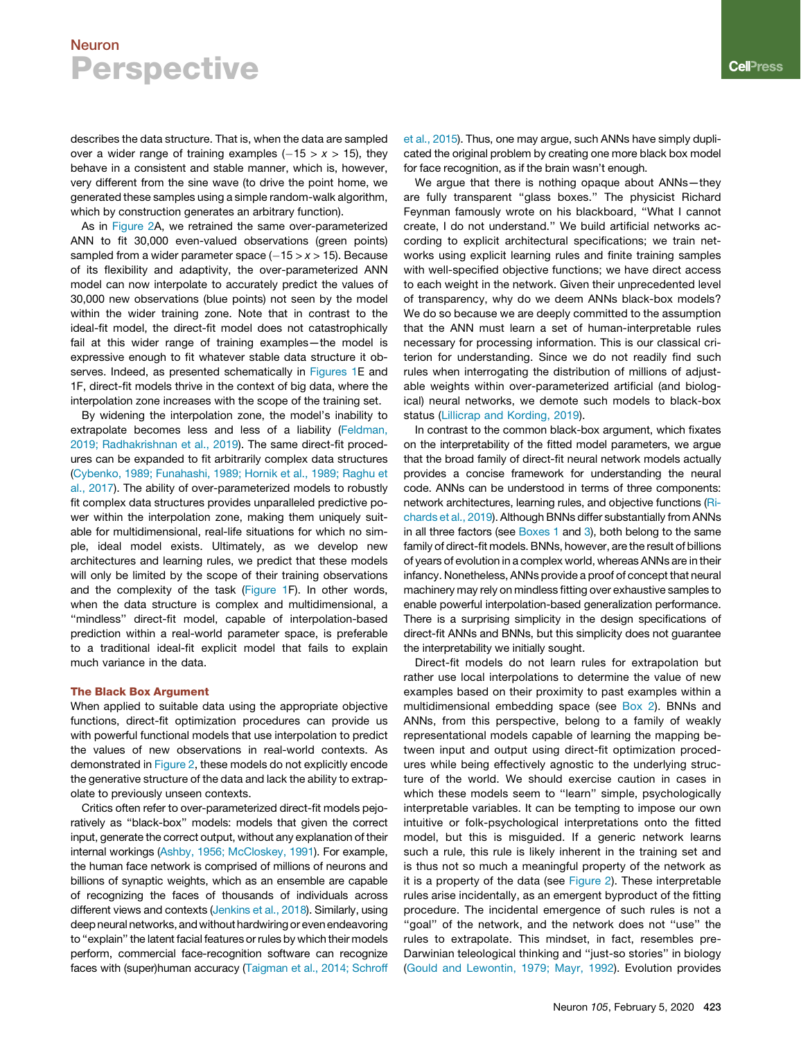describes the data structure. That is, when the data are sampled over a wider range of training examples ($-15 > x > 15$), they behave in a consistent and stable manner, which is, however, very different from the sine wave (to drive the point home, we generated these samples using a simple random-walk algorithm, which by construction generates an arbitrary function).

As in Figure 2A, we retrained the same over-parameterized ANN to fit 30,000 even-valued observations (green points) sampled from a wider parameter space ($-15 > x > 15$). Because of its flexibility and adaptivity, the over-parameterized ANN model can now interpolate to accurately predict the values of 30,000 new observations (blue points) not seen by the model within the wider training zone. Note that in contrast to the ideal-fit model, the direct-fit model does not catastrophically fail at this wider range of training examples—the model is expressive enough to fit whatever stable data structure it observes. Indeed, as presented schematically in Figures 1E and 1F, direct-fit models thrive in the context of big data, where the interpolation zone increases with the scope of the training set.

By widening the interpolation zone, the model's inability to extrapolate becomes less and less of a liability (Feldman, 2019; Radhakrishnan et al., 2019). The same direct-fit procedures can be expanded to fit arbitrarily complex data structures (Cybenko, 1989; Funahashi, 1989; Hornik et al., 1989; Raghu et al., 2017). The ability of over-parameterized models to robustly fit complex data structures provides unparalleled predictive power within the interpolation zone, making them uniquely suitable for multidimensional, real-life situations for which no simple, ideal model exists. Ultimately, as we develop new architectures and learning rules, we predict that these models will only be limited by the scope of their training observations and the complexity of the task (Figure 1F). In other words, when the data structure is complex and multidimensional, a "mindless" direct-fit model, capable of interpolation-based prediction within a real-world parameter space, is preferable to a traditional ideal-fit explicit model that fails to explain much variance in the data.

## The Black Box Argument

When applied to suitable data using the appropriate objective functions, direct-fit optimization procedures can provide us with powerful functional models that use interpolation to predict the values of new observations in real-world contexts. As demonstrated in Figure 2, these models do not explicitly encode the generative structure of the data and lack the ability to extrapolate to previously unseen contexts.

Critics often refer to over-parameterized direct-fit models pejoratively as "black-box" models: models that given the correct input, generate the correct output, without any explanation of their internal workings (Ashby, 1956; McCloskey, 1991). For example, the human face network is comprised of millions of neurons and billions of synaptic weights, which as an ensemble are capable of recognizing the faces of thousands of individuals across different views and contexts (Jenkins et al., 2018). Similarly, using deep neural networks, and without hardwiring or even endeavoring to "explain" the latent facial features or rules by which their models perform, commercial face-recognition software can recognize faces with (super)human accuracy (Taigman et al., 2014; Schroff et al., 2015). Thus, one may argue, such ANNs have simply duplicated the original problem by creating one more black box model for face recognition, as if the brain wasn't enough.

We argue that there is nothing opaque about ANNs—they are fully transparent "glass boxes." The physicist Richard Feynman famously wrote on his blackboard, "What I cannot create, I do not understand." We build artificial networks according to explicit architectural specifications; we train networks using explicit learning rules and finite training samples with well-specified objective functions; we have direct access to each weight in the network. Given their unprecedented level of transparency, why do we deem ANNs black-box models? We do so because we are deeply committed to the assumption that the ANN must learn a set of human-interpretable rules necessary for processing information. This is our classical criterion for understanding. Since we do not readily find such rules when interrogating the distribution of millions of adjustable weights within over-parameterized artificial (and biological) neural networks, we demote such models to black-box status (Lillicrap and Kording, 2019).

In contrast to the common black-box argument, which fixates on the interpretability of the fitted model parameters, we argue that the broad family of direct-fit neural network models actually provides a concise framework for understanding the neural code. ANNs can be understood in terms of three components: network architectures, learning rules, and objective functions (Richards et al., 2019). Although BNNs differ substantially from ANNs in all three factors (see Boxes 1 and 3), both belong to the same family of direct-fit models. BNNs, however, are the result of billions of years of evolution in a complex world, whereas ANNs are in their infancy. Nonetheless, ANNs provide a proof of concept that neural machinery may rely on mindless fitting over exhaustive samples to enable powerful interpolation-based generalization performance. There is a surprising simplicity in the design specifications of direct-fit ANNs and BNNs, but this simplicity does not guarantee the interpretability we initially sought.

Direct-fit models do not learn rules for extrapolation but rather use local interpolations to determine the value of new examples based on their proximity to past examples within a multidimensional embedding space (see Box 2). BNNs and ANNs, from this perspective, belong to a family of weakly representational models capable of learning the mapping between input and output using direct-fit optimization procedures while being effectively agnostic to the underlying structure of the world. We should exercise caution in cases in which these models seem to "learn" simple, psychologically interpretable variables. It can be tempting to impose our own intuitive or folk-psychological interpretations onto the fitted model, but this is misguided. If a generic network learns such a rule, this rule is likely inherent in the training set and is thus not so much a meaningful property of the network as it is a property of the data (see Figure 2). These interpretable rules arise incidentally, as an emergent byproduct of the fitting procedure. The incidental emergence of such rules is not a "goal" of the network, and the network does not "use" the rules to extrapolate. This mindset, in fact, resembles pre-Darwinian teleological thinking and "just-so stories" in biology (Gould and Lewontin, 1979; Mayr, 1992). Evolution provides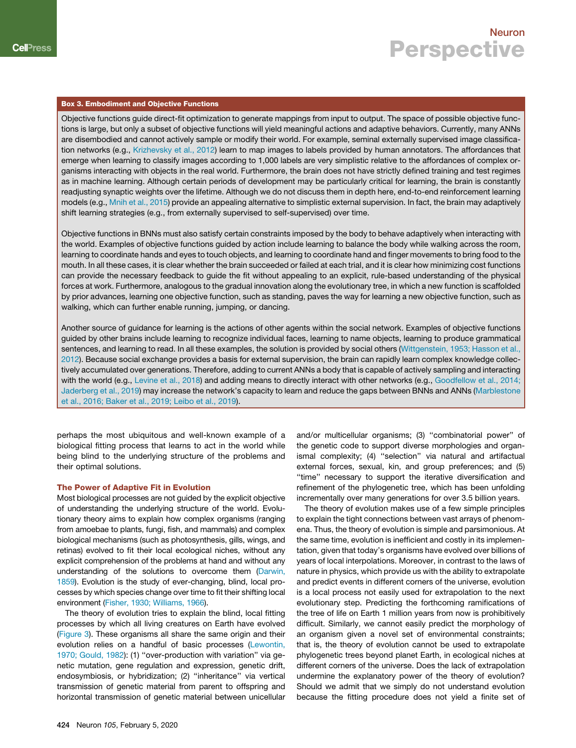### Box 3. Embodiment and Objective Functions

Objective functions guide direct-fit optimization to generate mappings from input to output. The space of possible objective functions is large, but only a subset of objective functions will yield meaningful actions and adaptive behaviors. Currently, many ANNs are disembodied and cannot actively sample or modify their world. For example, seminal externally supervised image classification networks (e.g., Krizhevsky et al., 2012) learn to map images to labels provided by human annotators. The affordances that emerge when learning to classify images according to 1,000 labels are very simplistic relative to the affordances of complex organisms interacting with objects in the real world. Furthermore, the brain does not have strictly defined training and test regimes as in machine learning. Although certain periods of development may be particularly critical for learning, the brain is constantly readjusting synaptic weights over the lifetime. Although we do not discuss them in depth here, end-to-end reinforcement learning models (e.g., Mnih et al., 2015) provide an appealing alternative to simplistic external supervision. In fact, the brain may adaptively shift learning strategies (e.g., from externally supervised to self-supervised) over time.

Objective functions in BNNs must also satisfy certain constraints imposed by the body to behave adaptively when interacting with the world. Examples of objective functions guided by action include learning to balance the body while walking across the room, learning to coordinate hands and eyes to touch objects, and learning to coordinate hand and finger movements to bring food to the mouth. In all these cases, it is clear whether the brain succeeded or failed at each trial, and it is clear how minimizing cost functions can provide the necessary feedback to guide the fit without appealing to an explicit, rule-based understanding of the physical forces at work. Furthermore, analogous to the gradual innovation along the evolutionary tree, in which a new function is scaffolded by prior advances, learning one objective function, such as standing, paves the way for learning a new objective function, such as walking, which can further enable running, jumping, or dancing.

Another source of guidance for learning is the actions of other agents within the social network. Examples of objective functions guided by other brains include learning to recognize individual faces, learning to name objects, learning to produce grammatical sentences, and learning to read. In all these examples, the solution is provided by social others (Wittgenstein, 1953; Hasson et al., 2012). Because social exchange provides a basis for external supervision, the brain can rapidly learn complex knowledge collectively accumulated over generations. Therefore, adding to current ANNs a body that is capable of actively sampling and interacting with the world (e.g., Levine et al., 2018) and adding means to directly interact with other networks (e.g., Goodfellow et al., 2014; Jaderberg et al., 2019) may increase the network's capacity to learn and reduce the gaps between BNNs and ANNs (Marblestone et al., 2016; Baker et al., 2019; Leibo et al., 2019).

perhaps the most ubiquitous and well-known example of a biological fitting process that learns to act in the world while being blind to the underlying structure of the problems and their optimal solutions.

## The Power of Adaptive Fit in Evolution

Most biological processes are not guided by the explicit objective of understanding the underlying structure of the world. Evolutionary theory aims to explain how complex organisms (ranging from amoebae to plants, fungi, fish, and mammals) and complex biological mechanisms (such as photosynthesis, gills, wings, and retinas) evolved to fit their local ecological niches, without any explicit comprehension of the problems at hand and without any understanding of the solutions to overcome them (Darwin, 1859). Evolution is the study of ever-changing, blind, local processes by which species change over time to fit their shifting local environment (Fisher, 1930; Williams, 1966).

The theory of evolution tries to explain the blind, local fitting processes by which all living creatures on Earth have evolved (Figure 3). These organisms all share the same origin and their evolution relies on a handful of basic processes (Lewontin, 1970; Gould, 1982): (1) "over-production with variation" via genetic mutation, gene regulation and expression, genetic drift, endosymbiosis, or hybridization; (2) "inheritance" via vertical transmission of genetic material from parent to offspring and horizontal transmission of genetic material between unicellular and/or multicellular organisms; (3) "combinatorial power" of the genetic code to support diverse morphologies and organismal complexity; (4) "selection" via natural and artifactual external forces, sexual, kin, and group preferences; and (5) "time" necessary to support the iterative diversification and refinement of the phylogenetic tree, which has been unfolding incrementally over many generations for over 3.5 billion years.

The theory of evolution makes use of a few simple principles to explain the tight connections between vast arrays of phenomena. Thus, the theory of evolution is simple and parsimonious. At the same time, evolution is inefficient and costly in its implementation, given that today's organisms have evolved over billions of years of local interpolations. Moreover, in contrast to the laws of nature in physics, which provide us with the ability to extrapolate and predict events in different corners of the universe, evolution is a local process not easily used for extrapolation to the next evolutionary step. Predicting the forthcoming ramifications of the tree of life on Earth 1 million years from now is prohibitively difficult. Similarly, we cannot easily predict the morphology of an organism given a novel set of environmental constraints; that is, the theory of evolution cannot be used to extrapolate phylogenetic trees beyond planet Earth, in ecological niches at different corners of the universe. Does the lack of extrapolation undermine the explanatory power of the theory of evolution? Should we admit that we simply do not understand evolution because the fitting procedure does not yield a finite set of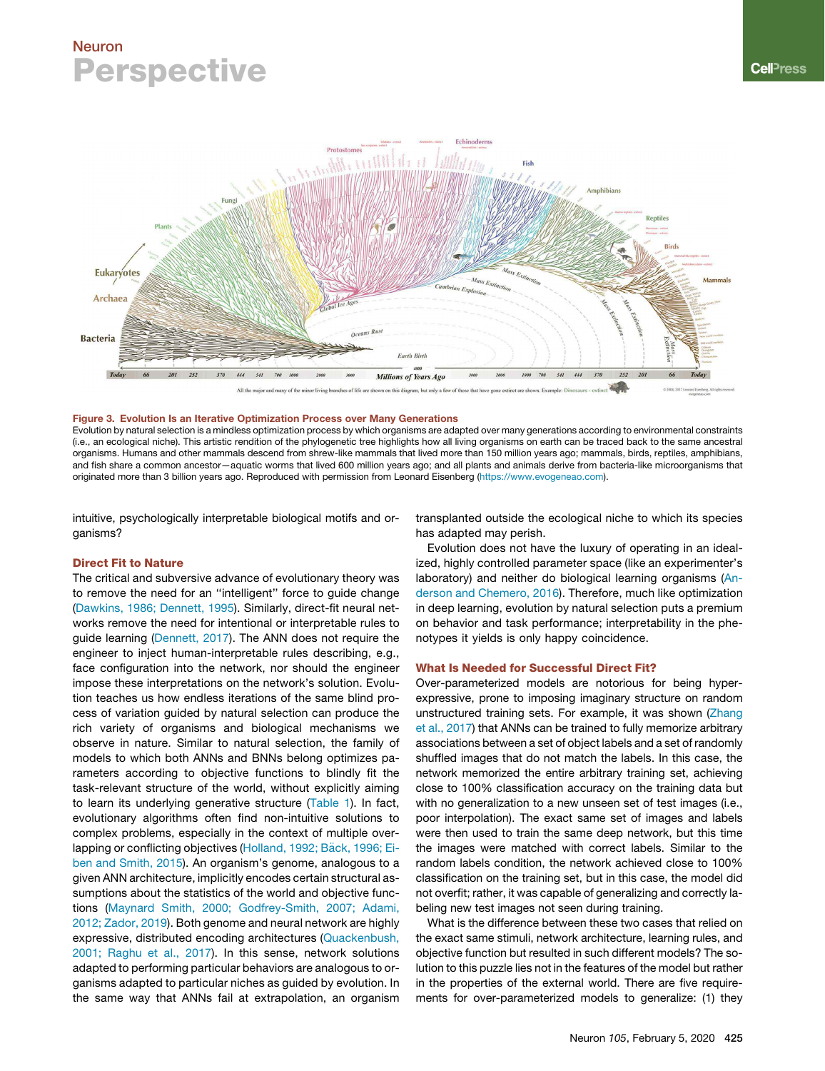**Figure 3. Evolution Is an Iterative Optimization Process over Many Generations**

Evolution by natural selection is a mindless optimization process by which organisms are adapted over many generations according to environmental constraints (i.e., an ecological niche). This artistic rendition of the phylogenetic tree highlights how all living organisms on earth can be traced back to the same ancestral organisms. Humans and other mammals descend from shrew-like mammals that lived more than 150 million years ago; mammals, birds, reptiles, amphibians, and fish share a common ancestor—aquatic worms that lived 600 million years ago; and all plants and animals derive from bacteria-like microorganisms that originated more than 3 billion years ago. Reproduced with permission from Leonard Eisenberg (https://www.evogeneao.com).

intuitive, psychologically interpretable biological motifs and organisms?

## Direct Fit to Nature

The critical and subversive advance of evolutionary theory was to remove the need for an "intelligent" force to guide change (Dawkins, 1986; Dennett, 1995). Similarly, direct-fit neural networks remove the need for intentional or interpretable rules to guide learning (Dennett, 2017). The ANN does not require the engineer to inject human-interpretable rules describing, e.g., face configuration into the network, nor should the engineer impose these interpretations on the network's solution. Evolution teaches us how endless iterations of the same blind process of variation guided by natural selection can produce the rich variety of organisms and biological mechanisms we observe in nature. Similar to natural selection, the family of models to which both ANNs and BNNs belong optimizes parameters according to objective functions to blindly fit the task-relevant structure of the world, without explicitly aiming to learn its underlying generative structure (Table 1). In fact, evolutionary algorithms often find non-intuitive solutions to complex problems, especially in the context of multiple overlapping or conflicting objectives (Holland, 1992; Bäck, 1996; Eiben and Smith, 2015). An organism's genome, analogous to a given ANN architecture, implicitly encodes certain structural assumptions about the statistics of the world and objective functions (Maynard Smith, 2000; Godfrey-Smith, 2007; Adami, 2012; Zador, 2019). Both genome and neural network are highly expressive, distributed encoding architectures (Quackenbush, 2001; Raghu et al., 2017). In this sense, network solutions adapted to performing particular behaviors are analogous to organisms adapted to particular niches as guided by evolution. In the same way that ANNs fail at extrapolation, an organism transplanted outside the ecological niche to which its species has adapted may perish.

Evolution does not have the luxury of operating in an idealized, highly controlled parameter space (like an experimenter's laboratory) and neither do biological learning organisms (Anderson and Chemero, 2016). Therefore, much like optimization in deep learning, evolution by natural selection puts a premium on behavior and task performance; interpretability in the phenotypes it yields is only happy coincidence.

## What Is Needed for Successful Direct Fit?

Over-parameterized models are notorious for being hyper-expressive, prone to imposing imaginary structure on random unstructured training sets. For example, it was shown (Zhang et al., 2017) that ANNs can be trained to fully memorize arbitrary associations between a set of object labels and a set of randomly shuffled images that do not match the labels. In this case, the network memorized the entire arbitrary training set, achieving close to 100% classification accuracy on the training data but with no generalization to a new unseen set of test images (i.e., poor interpolation). The exact same set of images and labels were then used to train the same deep network, but this time the images were matched with correct labels. Similar to the random labels condition, the network achieved close to 100% classification on the training set, but in this case, the model did not overfit; rather, it was capable of generalizing and correctly labeling new test images not seen during training.

What is the difference between these two cases that relied on the exact same stimuli, network architecture, learning rules, and objective function but resulted in such different models? The solution to this puzzle lies not in the features of the model but rather in the properties of the external world. There are five requirements for over-parameterized models to generalize: (1) they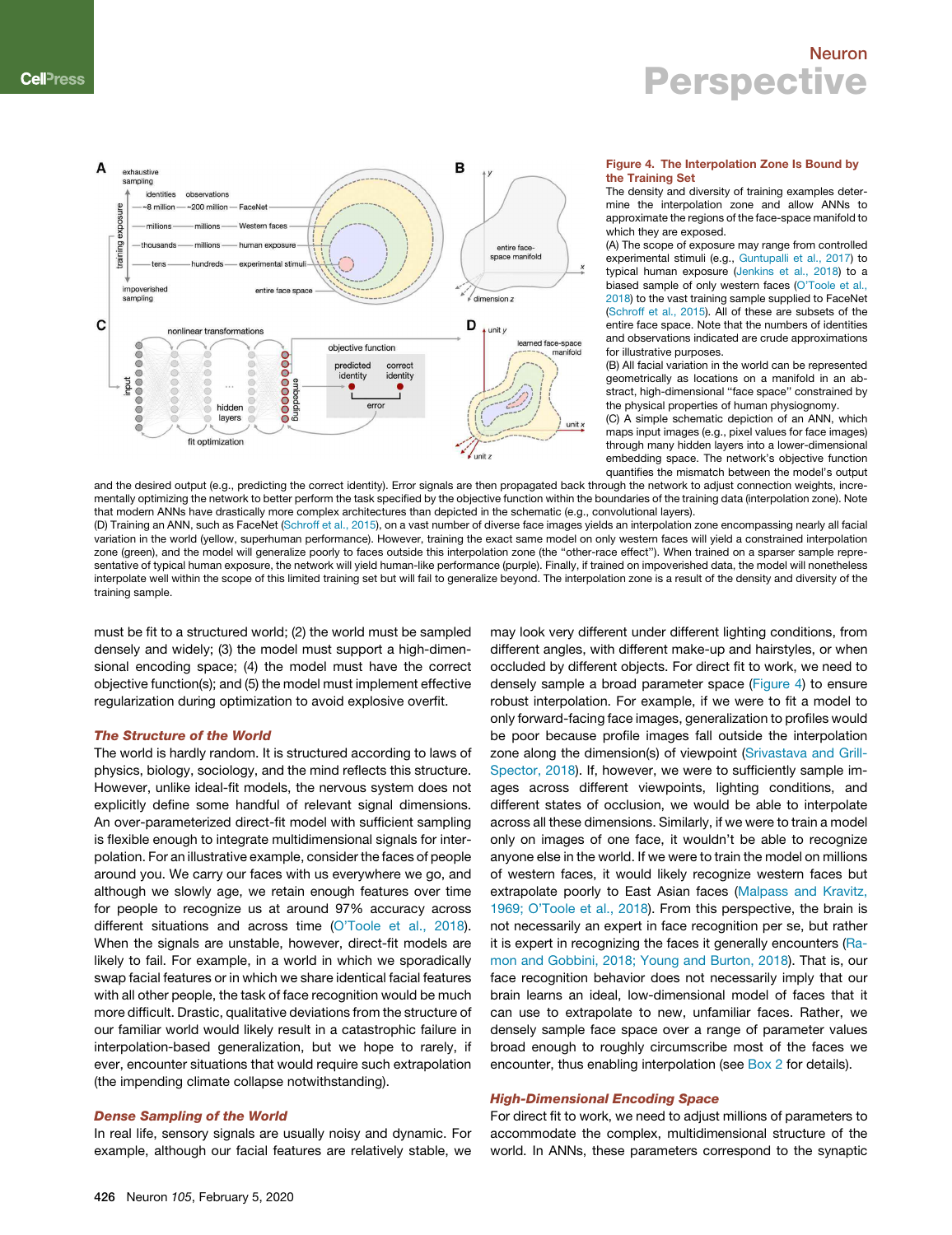**Figure 4. The Interpolation Zone Is Bound by the Training Set**

The density and diversity of training examples determine the interpolation zone and allow ANNs to approximate the regions of the face-space manifold to which they are exposed.

(A) The scope of exposure may range from controlled experimental stimuli (e.g., Guntupalli et al., 2017) to typical human exposure (Jenkins et al., 2018) to a biased sample of only western faces (O'Toole et al., 2018) to the vast training sample supplied to FaceNet (Schroff et al., 2015). All of these are subsets of the entire face space. Note that the numbers of identities and observations indicated are crude approximations for illustrative purposes.

(B) All facial variation in the world can be represented geometrically as locations on a manifold in an abstract, high-dimensional "face space" constrained by the physical properties of human physiognomy.

(C) A simple schematic depiction of an ANN, which maps input images (e.g., pixel values for face images) through many hidden layers into a lower-dimensional embedding space. The network's objective function quantifies the mismatch between the model's output and the desired output (e.g., predicting the correct identity). Error signals are then propagated back through the network to adjust connection weights, incrementally optimizing the network to better perform the task specified by the objective function within the boundaries of the training data (interpolation zone). Note that modern ANNs have drastically more complex architectures than depicted in the schematic (e.g., convolutional layers).

(D) Training an ANN, such as FaceNet (Schroff et al., 2015), on a vast number of diverse face images yields an interpolation zone encompassing nearly all facial variation in the world (yellow, superhuman performance). However, training the exact same model on only western faces will yield a constrained interpolation zone (green), and the model will generalize poorly to faces outside this interpolation zone (the "other-race effect"). When trained on a sparser sample representative of typical human exposure, the network will yield human-like performance (purple). Finally, if trained on impoverished data, the model will nonetheless interpolate well within the scope of this limited training set but will fail to generalize beyond. The interpolation zone is a result of the density and diversity of the training sample.

must be fit to a structured world; (2) the world must be sampled densely and widely; (3) the model must support a high-dimensional encoding space; (4) the model must have the correct objective function(s); and (5) the model must implement effective regularization during optimization to avoid explosive overfit.

### The Structure of the World

The world is hardly random. It is structured according to laws of physics, biology, sociology, and the mind reflects this structure. However, unlike ideal-fit models, the nervous system does not explicitly define some handful of relevant signal dimensions. An over-parameterized direct-fit model with sufficient sampling is flexible enough to integrate multidimensional signals for interpolation. For an illustrative example, consider the faces of people around you. We carry our faces with us everywhere we go, and although we slowly age, we retain enough features over time for people to recognize us at around 97% accuracy across different situations and across time (O'Toole et al., 2018). When the signals are unstable, however, direct-fit models are likely to fail. For example, in a world in which we sporadically swap facial features or in which we share identical facial features with all other people, the task of face recognition would be much more difficult. Drastic, qualitative deviations from the structure of our familiar world would likely result in a catastrophic failure in interpolation-based generalization, but we hope to rarely, if ever, encounter situations that would require such extrapolation (the impending climate collapse notwithstanding).

### Dense Sampling of the World

In real life, sensory signals are usually noisy and dynamic. For example, although our facial features are relatively stable, we may look very different under different lighting conditions, from different angles, with different make-up and hairstyles, or when occluded by different objects. For direct fit to work, we need to densely sample a broad parameter space (Figure 4) to ensure robust interpolation. For example, if we were to fit a model to only forward-facing face images, generalization to profiles would be poor because profile images fall outside the interpolation zone along the dimension(s) of viewpoint (Srivastava and Grill-Spector, 2018). If, however, we were to sufficiently sample images across different viewpoints, lighting conditions, and different states of occlusion, we would be able to interpolate across all these dimensions. Similarly, if we were to train a model only on images of one face, it wouldn't be able to recognize anyone else in the world. If we were to train the model on millions of western faces, it would likely recognize western faces but extrapolate poorly to East Asian faces (Malpass and Kravitz, 1969; O'Toole et al., 2018). From this perspective, the brain is not necessarily an expert in face recognition per se, but rather it is expert in recognizing the faces it generally encounters (Ramon and Gobbini, 2018; Young and Burton, 2018). That is, our face recognition behavior does not necessarily imply that our brain learns an ideal, low-dimensional model of faces that it can use to extrapolate to new, unfamiliar faces. Rather, we densely sample face space over a range of parameter values broad enough to roughly circumscribe most of the faces we encounter, thus enabling interpolation (see Box 2 for details).

### High-Dimensional Encoding Space

For direct fit to work, we need to adjust millions of parameters to accommodate the complex, multidimensional structure of the world. In ANNs, these parameters correspond to the synaptic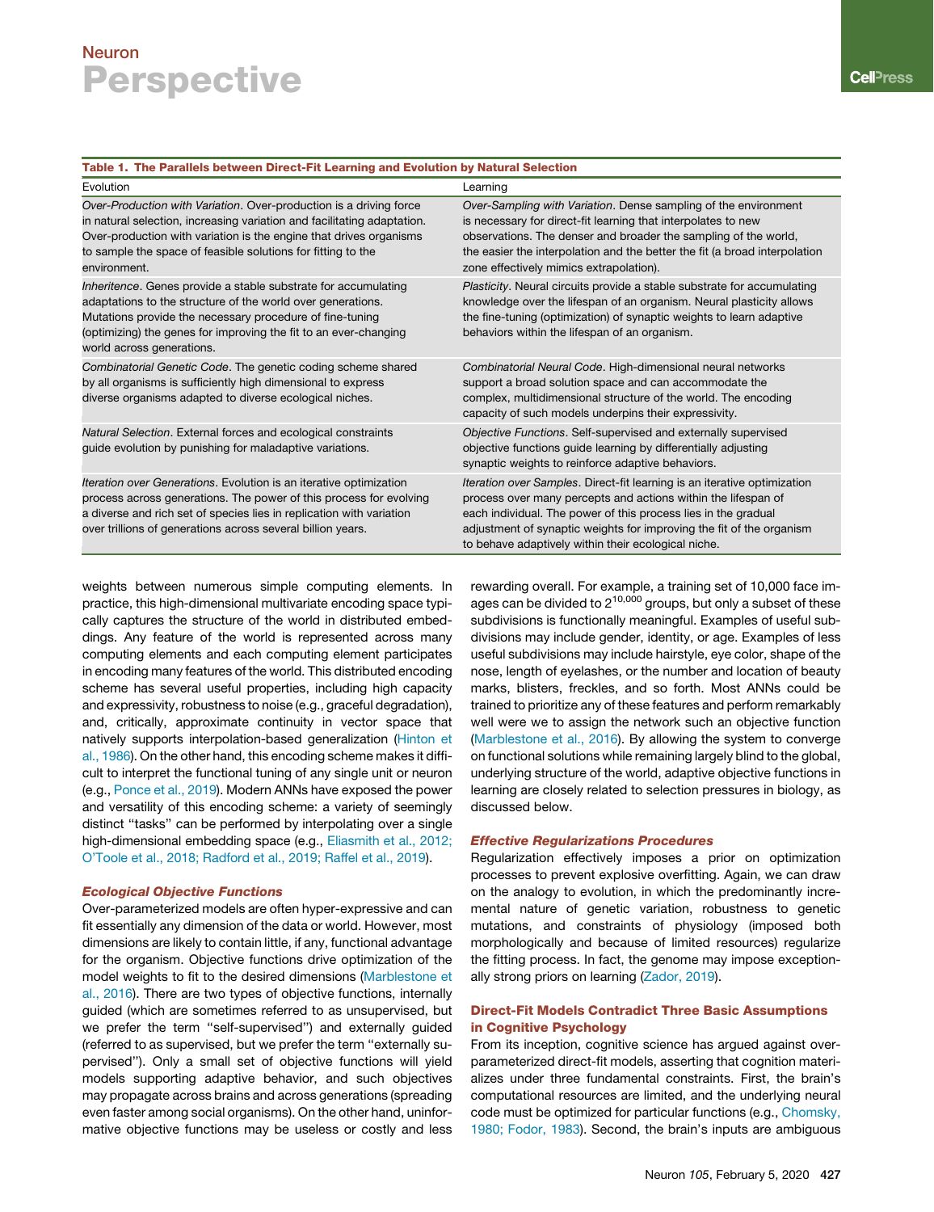**Table 1. The Parallels between Direct-Fit Learning and Evolution by Natural Selection**

| Evolution | Learning |
|---|---|
| *Over-Production with Variation*. Over-production is a driving force in natural selection, increasing variation and facilitating adaptation. Over-production with variation is the engine that drives organisms to sample the space of feasible solutions for fitting to the environment. | *Over-Sampling with Variation*. Dense sampling of the environment is necessary for direct-fit learning that interpolates to new observations. The denser and broader the sampling of the world, the easier the interpolation and the better the fit (a broad interpolation zone effectively mimics extrapolation). |
| *Inheritence*. Genes provide a stable substrate for accumulating adaptations to the structure of the world over generations. Mutations provide the necessary procedure of fine-tuning (optimizing) the genes for improving the fit to an ever-changing world across generations. | *Plasticity*. Neural circuits provide a stable substrate for accumulating knowledge over the lifespan of an organism. Neural plasticity allows the fine-tuning (optimization) of synaptic weights to learn adaptive behaviors within the lifespan of an organism. |
| *Combinatorial Genetic Code*. The genetic coding scheme shared by all organisms is sufficiently high dimensional to express diverse organisms adapted to diverse ecological niches. | *Combinatorial Neural Code*. High-dimensional neural networks support a broad solution space and can accommodate the complex, multidimensional structure of the world. The encoding capacity of such models underpins their expressivity. |
| *Natural Selection*. External forces and ecological constraints guide evolution by punishing for maladaptive variations. | *Objective Functions*. Self-supervised and externally supervised objective functions guide learning by differentially adjusting synaptic weights to reinforce adaptive behaviors. |
| *Iteration over Generations*. Evolution is an iterative optimization process across generations. The power of this process for evolving a diverse and rich set of species lies in replication with variation over trillions of generations across several billion years. | *Iteration over Samples*. Direct-fit learning is an iterative optimization process over many percepts and actions within the lifespan of each individual. The power of this process lies in the gradual adjustment of synaptic weights for improving the fit of the organism to behave adaptively within their ecological niche. |

weights between numerous simple computing elements. In practice, this high-dimensional multivariate encoding space typically captures the structure of the world in distributed embeddings. Any feature of the world is represented across many computing elements and each computing element participates in encoding many features of the world. This distributed encoding scheme has several useful properties, including high capacity and expressivity, robustness to noise (e.g., graceful degradation), and, critically, approximate continuity in vector space that natively supports interpolation-based generalization (Hinton et al., 1986). On the other hand, this encoding scheme makes it difficult to interpret the functional tuning of any single unit or neuron (e.g., Ponce et al., 2019). Modern ANNs have exposed the power and versatility of this encoding scheme: a variety of seemingly distinct "tasks" can be performed by interpolating over a single high-dimensional embedding space (e.g., Eliasmith et al., 2012; O'Toole et al., 2018; Radford et al., 2019; Raffel et al., 2019).

### Ecological Objective Functions

Over-parameterized models are often hyper-expressive and can fit essentially any dimension of the data or world. However, most dimensions are likely to contain little, if any, functional advantage for the organism. Objective functions drive optimization of the model weights to fit to the desired dimensions (Marblestone et al., 2016). There are two types of objective functions, internally guided (which are sometimes referred to as unsupervised, but we prefer the term "self-supervised") and externally guided (referred to as supervised, but we prefer the term "externally supervised"). Only a small set of objective functions will yield models supporting adaptive behavior, and such objectives may propagate across brains and across generations (spreading even faster among social organisms). On the other hand, uninformative objective functions may be useless or costly and less rewarding overall. For example, a training set of 10,000 face images can be divided to $2^{10,000}$ groups, but only a subset of these subdivisions is functionally meaningful. Examples of useful subdivisions may include gender, identity, or age. Examples of less useful subdivisions may include hairstyle, eye color, shape of the nose, length of eyelashes, or the number and location of beauty marks, blisters, freckles, and so forth. Most ANNs could be trained to prioritize any of these features and perform remarkably well were we to assign the network such an objective function (Marblestone et al., 2016). By allowing the system to converge on functional solutions while remaining largely blind to the global, underlying structure of the world, adaptive objective functions in learning are closely related to selection pressures in biology, as discussed below.

### Effective Regularizations Procedures

Regularization effectively imposes a prior on optimization processes to prevent explosive overfitting. Again, we can draw on the analogy to evolution, in which the predominantly incremental nature of genetic variation, robustness to genetic mutations, and constraints of physiology (imposed both morphologically and because of limited resources) regularize the fitting process. In fact, the genome may impose exceptionally strong priors on learning (Zador, 2019).

## Direct-Fit Models Contradict Three Basic Assumptions in Cognitive Psychology

From its inception, cognitive science has argued against over-parameterized direct-fit models, asserting that cognition materializes under three fundamental constraints. First, the brain's computational resources are limited, and the underlying neural code must be optimized for particular functions (e.g., Chomsky, 1980; Fodor, 1983). Second, the brain's inputs are ambiguous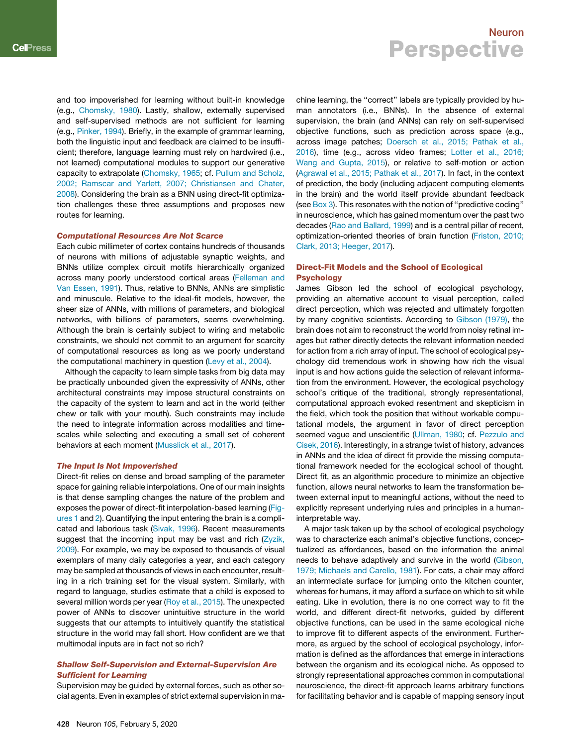and too impoverished for learning without built-in knowledge (e.g., Chomsky, 1980). Lastly, shallow, externally supervised and self-supervised methods are not sufficient for learning (e.g., Pinker, 1994). Briefly, in the example of grammar learning, both the linguistic input and feedback are claimed to be insufficient; therefore, language learning must rely on hardwired (i.e., not learned) computational modules to support our generative capacity to extrapolate (Chomsky, 1965; cf. Pullum and Scholz, 2002; Ramscar and Yarlett, 2007; Christiansen and Chater, 2008). Considering the brain as a BNN using direct-fit optimization challenges these three assumptions and proposes new routes for learning.

### *Computational Resources Are Not Scarce*

Each cubic millimeter of cortex contains hundreds of thousands of neurons with millions of adjustable synaptic weights, and BNNs utilize complex circuit motifs hierarchically organized across many poorly understood cortical areas (Felleman and Van Essen, 1991). Thus, relative to BNNs, ANNs are simplistic and minuscule. Relative to the ideal-fit models, however, the sheer size of ANNs, with millions of parameters, and biological networks, with billions of parameters, seems overwhelming. Although the brain is certainly subject to wiring and metabolic constraints, we should not commit to an argument for scarcity of computational resources as long as we poorly understand the computational machinery in question (Levy et al., 2004).

Although the capacity to learn simple tasks from big data may be practically unbounded given the expressivity of ANNs, other architectural constraints may impose structural constraints on the capacity of the system to learn and act in the world (either chew or talk with your mouth). Such constraints may include the need to integrate information across modalities and timescales while selecting and executing a small set of coherent behaviors at each moment (Musslick et al., 2017).

### *The Input Is Not Impoverished*

Direct-fit relies on dense and broad sampling of the parameter space for gaining reliable interpolations. One of our main insights is that dense sampling changes the nature of the problem and exposes the power of direct-fit interpolation-based learning (Figures 1 and 2). Quantifying the input entering the brain is a complicated and laborious task (Sivak, 1996). Recent measurements suggest that the incoming input may be vast and rich (Zyzik, 2009). For example, we may be exposed to thousands of visual exemplars of many daily categories a year, and each category may be sampled at thousands of views in each encounter, resulting in a rich training set for the visual system. Similarly, with regard to language, studies estimate that a child is exposed to several million words per year (Roy et al., 2015). The unexpected power of ANNs to discover unintuitive structure in the world suggests that our attempts to intuitively quantify the statistical structure in the world may fall short. How confident are we that multimodal inputs are in fact not so rich?

### *Shallow Self-Supervision and External-Supervision Are Sufficient for Learning*

Supervision may be guided by external forces, such as other social agents. Even in examples of strict external supervision in machine learning, the "correct" labels are typically provided by human annotators (i.e., BNNs). In the absence of external supervision, the brain (and ANNs) can rely on self-supervised objective functions, such as prediction across space (e.g., across image patches; Doersch et al., 2015; Pathak et al., 2016), time (e.g., across video frames; Lotter et al., 2016; Wang and Gupta, 2015), or relative to self-motion or action (Agrawal et al., 2015; Pathak et al., 2017). In fact, in the context of prediction, the body (including adjacent computing elements in the brain) and the world itself provide abundant feedback (see Box 3). This resonates with the notion of "predictive coding" in neuroscience, which has gained momentum over the past two decades (Rao and Ballard, 1999) and is a central pillar of recent, optimization-oriented theories of brain function (Friston, 2010; Clark, 2013; Heeger, 2017).

## Direct-Fit Models and the School of Ecological Psychology

James Gibson led the school of ecological psychology, providing an alternative account to visual perception, called direct perception, which was rejected and ultimately forgotten by many cognitive scientists. According to Gibson (1979), the brain does not aim to reconstruct the world from noisy retinal images but rather directly detects the relevant information needed for action from a rich array of input. The school of ecological psychology did tremendous work in showing how rich the visual input is and how actions guide the selection of relevant information from the environment. However, the ecological psychology school's critique of the traditional, strongly representational, computational approach evoked resentment and skepticism in the field, which took the position that without workable computational models, the argument in favor of direct perception seemed vague and unscientific (Ullman, 1980; cf. Pezzulo and Cisek, 2016). Interestingly, in a strange twist of history, advances in ANNs and the idea of direct fit provide the missing computational framework needed for the ecological school of thought. Direct fit, as an algorithmic procedure to minimize an objective function, allows neural networks to learn the transformation between external input to meaningful actions, without the need to explicitly represent underlying rules and principles in a human-interpretable way.

A major task taken up by the school of ecological psychology was to characterize each animal's objective functions, conceptualized as affordances, based on the information the animal needs to behave adaptively and survive in the world (Gibson, 1979; Michaels and Carello, 1981). For cats, a chair may afford an intermediate surface for jumping onto the kitchen counter, whereas for humans, it may afford a surface on which to sit while eating. Like in evolution, there is no one correct way to fit the world, and different direct-fit networks, guided by different objective functions, can be used in the same ecological niche to improve fit to different aspects of the environment. Furthermore, as argued by the school of ecological psychology, information is defined as the affordances that emerge in interactions between the organism and its ecological niche. As opposed to strongly representational approaches common in computational neuroscience, the direct-fit approach learns arbitrary functions for facilitating behavior and is capable of mapping sensory input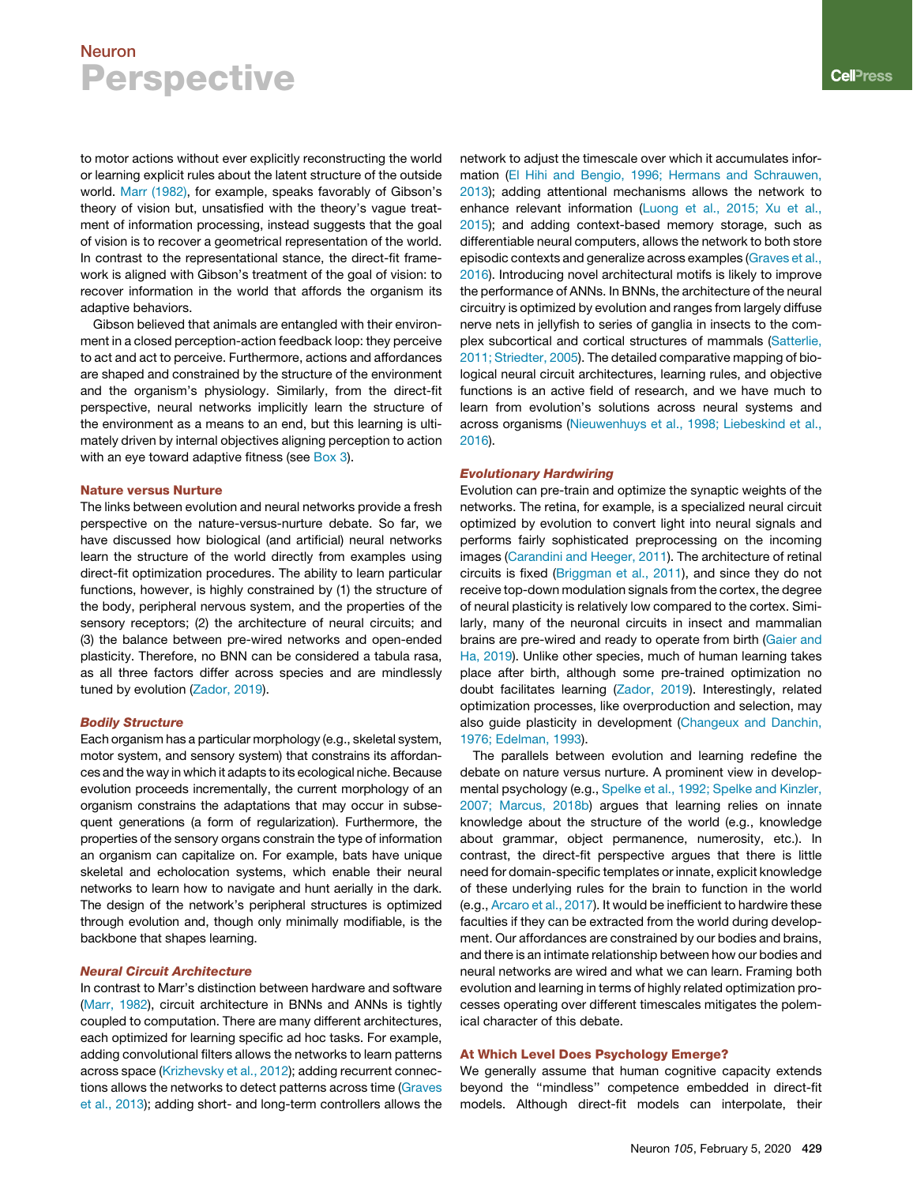to motor actions without ever explicitly reconstructing the world or learning explicit rules about the latent structure of the outside world. Marr (1982), for example, speaks favorably of Gibson's theory of vision but, unsatisfied with the theory's vague treatment of information processing, instead suggests that the goal of vision is to recover a geometrical representation of the world. In contrast to the representational stance, the direct-fit framework is aligned with Gibson's treatment of the goal of vision: to recover information in the world that affords the organism its adaptive behaviors.

Gibson believed that animals are entangled with their environment in a closed perception-action feedback loop: they perceive to act and act to perceive. Furthermore, actions and affordances are shaped and constrained by the structure of the environment and the organism's physiology. Similarly, from the direct-fit perspective, neural networks implicitly learn the structure of the environment as a means to an end, but this learning is ultimately driven by internal objectives aligning perception to action with an eye toward adaptive fitness (see Box 3).

## Nature versus Nurture

The links between evolution and neural networks provide a fresh perspective on the nature-versus-nurture debate. So far, we have discussed how biological (and artificial) neural networks learn the structure of the world directly from examples using direct-fit optimization procedures. The ability to learn particular functions, however, is highly constrained by (1) the structure of the body, peripheral nervous system, and the properties of the sensory receptors; (2) the architecture of neural circuits; and (3) the balance between pre-wired networks and open-ended plasticity. Therefore, no BNN can be considered a tabula rasa, as all three factors differ across species and are mindlessly tuned by evolution (Zador, 2019).

### *Bodily Structure*

Each organism has a particular morphology (e.g., skeletal system, motor system, and sensory system) that constrains its affordances and the way in which it adapts to its ecological niche. Because evolution proceeds incrementally, the current morphology of an organism constrains the adaptations that may occur in subsequent generations (a form of regularization). Furthermore, the properties of the sensory organs constrain the type of information an organism can capitalize on. For example, bats have unique skeletal and echolocation systems, which enable their neural networks to learn how to navigate and hunt aerially in the dark. The design of the network's peripheral structures is optimized through evolution and, though only minimally modifiable, is the backbone that shapes learning.

### *Neural Circuit Architecture*

In contrast to Marr's distinction between hardware and software (Marr, 1982), circuit architecture in BNNs and ANNs is tightly coupled to computation. There are many different architectures, each optimized for learning specific ad hoc tasks. For example, adding convolutional filters allows the networks to learn patterns across space (Krizhevsky et al., 2012); adding recurrent connections allows the networks to detect patterns across time (Graves et al., 2013); adding short- and long-term controllers allows the network to adjust the timescale over which it accumulates information (El Hihi and Bengio, 1996; Hermans and Schrauwen, 2013); adding attentional mechanisms allows the network to enhance relevant information (Luong et al., 2015; Xu et al., 2015); and adding context-based memory storage, such as differentiable neural computers, allows the network to both store episodic contexts and generalize across examples (Graves et al., 2016). Introducing novel architectural motifs is likely to improve the performance of ANNs. In BNNs, the architecture of the neural circuitry is optimized by evolution and ranges from largely diffuse nerve nets in jellyfish to series of ganglia in insects to the complex subcortical and cortical structures of mammals (Satterlie, 2011; Striedter, 2005). The detailed comparative mapping of biological neural circuit architectures, learning rules, and objective functions is an active field of research, and we have much to learn from evolution's solutions across neural systems and across organisms (Nieuwenhuys et al., 1998; Liebeskind et al., 2016).

### *Evolutionary Hardwiring*

Evolution can pre-train and optimize the synaptic weights of the networks. The retina, for example, is a specialized neural circuit optimized by evolution to convert light into neural signals and performs fairly sophisticated preprocessing on the incoming images (Carandini and Heeger, 2011). The architecture of retinal circuits is fixed (Briggman et al., 2011), and since they do not receive top-down modulation signals from the cortex, the degree of neural plasticity is relatively low compared to the cortex. Similarly, many of the neuronal circuits in insect and mammalian brains are pre-wired and ready to operate from birth (Gaier and Ha, 2019). Unlike other species, much of human learning takes place after birth, although some pre-trained optimization no doubt facilitates learning (Zador, 2019). Interestingly, related optimization processes, like overproduction and selection, may also guide plasticity in development (Changeux and Danchin, 1976; Edelman, 1993).

The parallels between evolution and learning redefine the debate on nature versus nurture. A prominent view in developmental psychology (e.g., Spelke et al., 1992; Spelke and Kinzler, 2007; Marcus, 2018b) argues that learning relies on innate knowledge about the structure of the world (e.g., knowledge about grammar, object permanence, numerosity, etc.). In contrast, the direct-fit perspective argues that there is little need for domain-specific templates or innate, explicit knowledge of these underlying rules for the brain to function in the world (e.g., Arcaro et al., 2017). It would be inefficient to hardwire these faculties if they can be extracted from the world during development. Our affordances are constrained by our bodies and brains, and there is an intimate relationship between how our bodies and neural networks are wired and what we can learn. Framing both evolution and learning in terms of highly related optimization processes operating over different timescales mitigates the polemical character of this debate.

## At Which Level Does Psychology Emerge?

We generally assume that human cognitive capacity extends beyond the "mindless" competence embedded in direct-fit models. Although direct-fit models can interpolate, their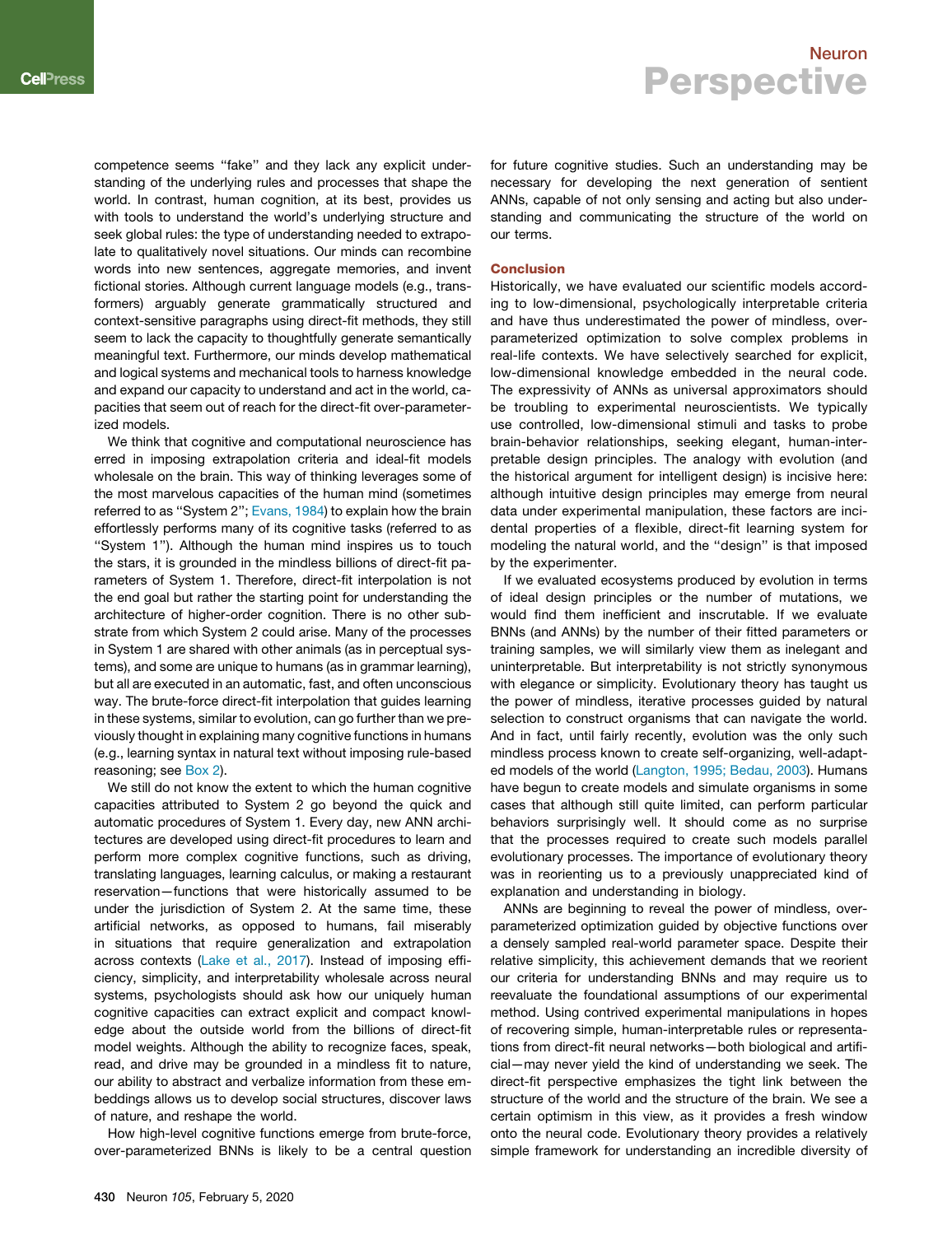competence seems "fake" and they lack any explicit understanding of the underlying rules and processes that shape the world. In contrast, human cognition, at its best, provides us with tools to understand the world's underlying structure and seek global rules: the type of understanding needed to extrapolate to qualitatively novel situations. Our minds can recombine words into new sentences, aggregate memories, and invent fictional stories. Although current language models (e.g., transformers) arguably generate grammatically structured and context-sensitive paragraphs using direct-fit methods, they still seem to lack the capacity to thoughtfully generate semantically meaningful text. Furthermore, our minds develop mathematical and logical systems and mechanical tools to harness knowledge and expand our capacity to understand and act in the world, capacities that seem out of reach for the direct-fit over-parameterized models.

We think that cognitive and computational neuroscience has erred in imposing extrapolation criteria and ideal-fit models wholesale on the brain. This way of thinking leverages some of the most marvelous capacities of the human mind (sometimes referred to as "System 2"; Evans, 1984) to explain how the brain effortlessly performs many of its cognitive tasks (referred to as "System 1"). Although the human mind inspires us to touch the stars, it is grounded in the mindless billions of direct-fit parameters of System 1. Therefore, direct-fit interpolation is not the end goal but rather the starting point for understanding the architecture of higher-order cognition. There is no other substrate from which System 2 could arise. Many of the processes in System 1 are shared with other animals (as in perceptual systems), and some are unique to humans (as in grammar learning), but all are executed in an automatic, fast, and often unconscious way. The brute-force direct-fit interpolation that guides learning in these systems, similar to evolution, can go further than we previously thought in explaining many cognitive functions in humans (e.g., learning syntax in natural text without imposing rule-based reasoning; see Box 2).

We still do not know the extent to which the human cognitive capacities attributed to System 2 go beyond the quick and automatic procedures of System 1. Every day, new ANN architectures are developed using direct-fit procedures to learn and perform more complex cognitive functions, such as driving, translating languages, learning calculus, or making a restaurant reservation—functions that were historically assumed to be under the jurisdiction of System 2. At the same time, these artificial networks, as opposed to humans, fail miserably in situations that require generalization and extrapolation across contexts (Lake et al., 2017). Instead of imposing efficiency, simplicity, and interpretability wholesale across neural systems, psychologists should ask how our uniquely human cognitive capacities can extract explicit and compact knowledge about the outside world from the billions of direct-fit model weights. Although the ability to recognize faces, speak, read, and drive may be grounded in a mindless fit to nature, our ability to abstract and verbalize information from these embeddings allows us to develop social structures, discover laws of nature, and reshape the world.

How high-level cognitive functions emerge from brute-force, over-parameterized BNNs is likely to be a central question for future cognitive studies. Such an understanding may be necessary for developing the next generation of sentient ANNs, capable of not only sensing and acting but also understanding and communicating the structure of the world on our terms.

## Conclusion

Historically, we have evaluated our scientific models according to low-dimensional, psychologically interpretable criteria and have thus underestimated the power of mindless, over-parameterized optimization to solve complex problems in real-life contexts. We have selectively searched for explicit, low-dimensional knowledge embedded in the neural code. The expressivity of ANNs as universal approximators should be troubling to experimental neuroscientists. We typically use controlled, low-dimensional stimuli and tasks to probe brain-behavior relationships, seeking elegant, human-interpretable design principles. The analogy with evolution (and the historical argument for intelligent design) is incisive here: although intuitive design principles may emerge from neural data under experimental manipulation, these factors are incidental properties of a flexible, direct-fit learning system for modeling the natural world, and the "design" is that imposed by the experimenter.

If we evaluated ecosystems produced by evolution in terms of ideal design principles or the number of mutations, we would find them inefficient and inscrutable. If we evaluate BNNs (and ANNs) by the number of their fitted parameters or training samples, we will similarly view them as inelegant and uninterpretable. But interpretability is not strictly synonymous with elegance or simplicity. Evolutionary theory has taught us the power of mindless, iterative processes guided by natural selection to construct organisms that can navigate the world. And in fact, until fairly recently, evolution was the only such mindless process known to create self-organizing, well-adapted models of the world (Langton, 1995; Bedau, 2003). Humans have begun to create models and simulate organisms in some cases that although still quite limited, can perform particular behaviors surprisingly well. It should come as no surprise that the processes required to create such models parallel evolutionary processes. The importance of evolutionary theory was in reorienting us to a previously unappreciated kind of explanation and understanding in biology.

ANNs are beginning to reveal the power of mindless, over-parameterized optimization guided by objective functions over a densely sampled real-world parameter space. Despite their relative simplicity, this achievement demands that we reorient our criteria for understanding BNNs and may require us to reevaluate the foundational assumptions of our experimental method. Using contrived experimental manipulations in hopes of recovering simple, human-interpretable rules or representations from direct-fit neural networks—both biological and artificial—may never yield the kind of understanding we seek. The direct-fit perspective emphasizes the tight link between the structure of the world and the structure of the brain. We see a certain optimism in this view, as it provides a fresh window onto the neural code. Evolutionary theory provides a relatively simple framework for understanding an incredible diversity of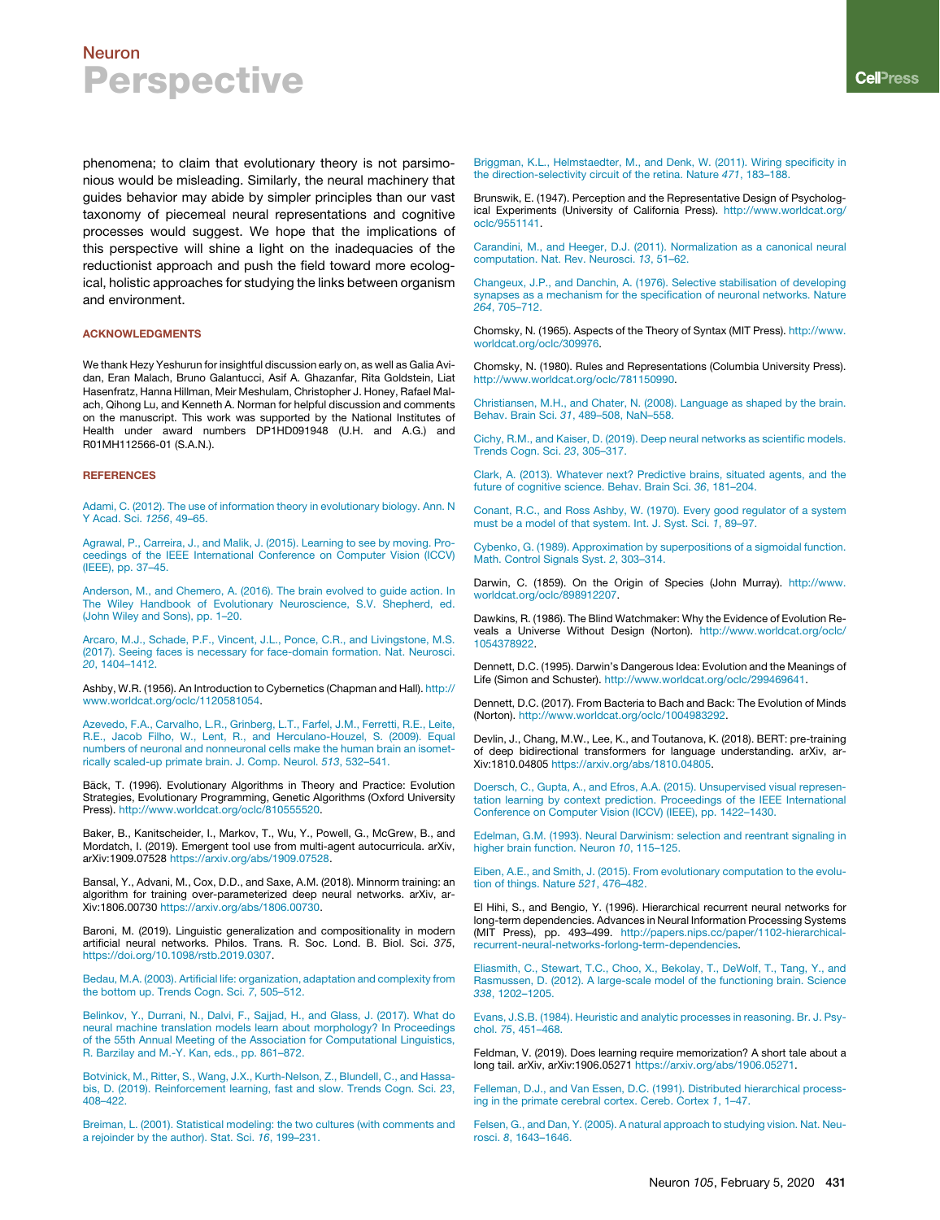phenomena; to claim that evolutionary theory is not parsimonious would be misleading. Similarly, the neural machinery that guides behavior may abide by simpler principles than our vast taxonomy of piecemeal neural representations and cognitive processes would suggest. We hope that the implications of this perspective will shine a light on the inadequacies of the reductionist approach and push the field toward more ecological, holistic approaches for studying the links between organism and environment.

## ACKNOWLEDGMENTS

We thank Hezy Yeshurun for insightful discussion early on, as well as Galia Avidan, Eran Malach, Bruno Galantucci, Asif A. Ghazanfar, Rita Goldstein, Liat Hasenfratz, Hanna Hillman, Meir Meshulam, Christopher J. Honey, Rafael Malach, Qihong Lu, and Kenneth A. Norman for helpful discussion and comments on the manuscript. This work was supported by the National Institutes of Health under award numbers DP1HD091948 (U.H. and A.G.) and R01MH112566-01 (S.A.N.).

## REFERENCES

Adami, C. (2012). The use of information theory in evolutionary biology. Ann. N Y Acad. Sci. *1256*, 49–65.

Agrawal, P., Carreira, J., and Malik, J. (2015). Learning to see by moving. Proceedings of the IEEE International Conference on Computer Vision (ICCV) (IEEE), pp. 37–45.

Anderson, M., and Chemero, A. (2016). The brain evolved to guide action. In The Wiley Handbook of Evolutionary Neuroscience, S.V. Shepherd, ed. (John Wiley and Sons), pp. 1–20.

Arcaro, M.J., Schade, P.F., Vincent, J.L., Ponce, C.R., and Livingstone, M.S. (2017). Seeing faces is necessary for face-domain formation. Nat. Neurosci. *20*, 1404–1412.

Ashby, W.R. (1956). An Introduction to Cybernetics (Chapman and Hall). http://www.worldcat.org/oclc/1120581054.

Azevedo, F.A., Carvalho, L.R., Grinberg, L.T., Farfel, J.M., Ferretti, R.E., Leite, R.E., Jacob Filho, W., Lent, R., and Herculano-Houzel, S. (2009). Equal numbers of neuronal and nonneuronal cells make the human brain an isometrically scaled-up primate brain. J. Comp. Neurol. *513*, 532–541.

Bäck, T. (1996). Evolutionary Algorithms in Theory and Practice: Evolution Strategies, Evolutionary Programming, Genetic Algorithms (Oxford University Press). http://www.worldcat.org/oclc/810555520.

Baker, B., Kanitscheider, I., Markov, T., Wu, Y., Powell, G., McGrew, B., and Mordatch, I. (2019). Emergent tool use from multi-agent autocurricula. arXiv, arXiv:1909.07528 https://arxiv.org/abs/1909.07528.

Bansal, Y., Advani, M., Cox, D.D., and Saxe, A.M. (2018). Minnorm training: an algorithm for training over-parameterized deep neural networks. arXiv, arXiv:1806.00730 https://arxiv.org/abs/1806.00730.

Baroni, M. (2019). Linguistic generalization and compositionality in modern artificial neural networks. Philos. Trans. R. Soc. Lond. B. Biol. Sci. *375*, https://doi.org/10.1098/rstb.2019.0307.

Bedau, M.A. (2003). Artificial life: organization, adaptation and complexity from the bottom up. Trends Cogn. Sci. *7*, 505–512.

Belinkov, Y., Durrani, N., Dalvi, F., Sajjad, H., and Glass, J. (2017). What do neural machine translation models learn about morphology? In Proceedings of the 55th Annual Meeting of the Association for Computational Linguistics, R. Barzilay and M.-Y. Kan, eds., pp. 861–872.

Botvinick, M., Ritter, S., Wang, J.X., Kurth-Nelson, Z., Blundell, C., and Hassabis, D. (2019). Reinforcement learning, fast and slow. Trends Cogn. Sci. *23*, 408–422.

Breiman, L. (2001). Statistical modeling: the two cultures (with comments and a rejoinder by the author). Stat. Sci. *16*, 199–231.

Briggman, K.L., Helmstaedter, M., and Denk, W. (2011). Wiring specificity in the direction-selectivity circuit of the retina. Nature *471*, 183–188.

Brunswik, E. (1947). Perception and the Representative Design of Psychological Experiments (University of California Press). http://www.worldcat.org/oclc/9551141.

Carandini, M., and Heeger, D.J. (2011). Normalization as a canonical neural computation. Nat. Rev. Neurosci. *13*, 51–62.

Changeux, J.P., and Danchin, A. (1976). Selective stabilisation of developing synapses as a mechanism for the specification of neuronal networks. Nature *264*, 705–712.

Chomsky, N. (1965). Aspects of the Theory of Syntax (MIT Press). http://www.worldcat.org/oclc/309976.

Chomsky, N. (1980). Rules and Representations (Columbia University Press). http://www.worldcat.org/oclc/781150990.

Christiansen, M.H., and Chater, N. (2008). Language as shaped by the brain. Behav. Brain Sci. *31*, 489–508, NaN–558.

Cichy, R.M., and Kaiser, D. (2019). Deep neural networks as scientific models. Trends Cogn. Sci. *23*, 305–317.

Clark, A. (2013). Whatever next? Predictive brains, situated agents, and the future of cognitive science. Behav. Brain Sci. *36*, 181–204.

Conant, R.C., and Ross Ashby, W. (1970). Every good regulator of a system must be a model of that system. Int. J. Syst. Sci. *1*, 89–97.

Cybenko, G. (1989). Approximation by superpositions of a sigmoidal function. Math. Control Signals Syst. *2*, 303–314.

Darwin, C. (1859). On the Origin of Species (John Murray). http://www.worldcat.org/oclc/898912207.

Dawkins, R. (1986). The Blind Watchmaker: Why the Evidence of Evolution Reveals a Universe Without Design (Norton). http://www.worldcat.org/oclc/1054378922.

Dennett, D.C. (1995). Darwin's Dangerous Idea: Evolution and the Meanings of Life (Simon and Schuster). http://www.worldcat.org/oclc/299469641.

Dennett, D.C. (2017). From Bacteria to Bach and Back: The Evolution of Minds (Norton). http://www.worldcat.org/oclc/1004983292.

Devlin, J., Chang, M.W., Lee, K., and Toutanova, K. (2018). BERT: pre-training of deep bidirectional transformers for language understanding. arXiv, arXiv:1810.04805 https://arxiv.org/abs/1810.04805.

Doersch, C., Gupta, A., and Efros, A.A. (2015). Unsupervised visual representation learning by context prediction. Proceedings of the IEEE International Conference on Computer Vision (ICCV) (IEEE), pp. 1422–1430.

Edelman, G.M. (1993). Neural Darwinism: selection and reentrant signaling in higher brain function. Neuron *10*, 115–125.

Eiben, A.E., and Smith, J. (2015). From evolutionary computation to the evolution of things. Nature *521*, 476–482.

El Hihi, S., and Bengio, Y. (1996). Hierarchical recurrent neural networks for long-term dependencies. Advances in Neural Information Processing Systems (MIT Press), pp. 493–499. http://papers.nips.cc/paper/1102-hierarchical-recurrent-neural-networks-forlong-term-dependencies.

Eliasmith, C., Stewart, T.C., Choo, X., Bekolay, T., DeWolf, T., Tang, Y., and Rasmussen, D. (2012). A large-scale model of the functioning brain. Science *338*, 1202–1205.

Evans, J.S.B. (1984). Heuristic and analytic processes in reasoning. Br. J. Psychol. *75*, 451–468.

Feldman, V. (2019). Does learning require memorization? A short tale about a long tail. arXiv, arXiv:1906.05271 https://arxiv.org/abs/1906.05271.

Felleman, D.J., and Van Essen, D.C. (1991). Distributed hierarchical processing in the primate cerebral cortex. Cereb. Cortex *1*, 1–47.

Felsen, G., and Dan, Y. (2005). A natural approach to studying vision. Nat. Neurosci. *8*, 1643–1646.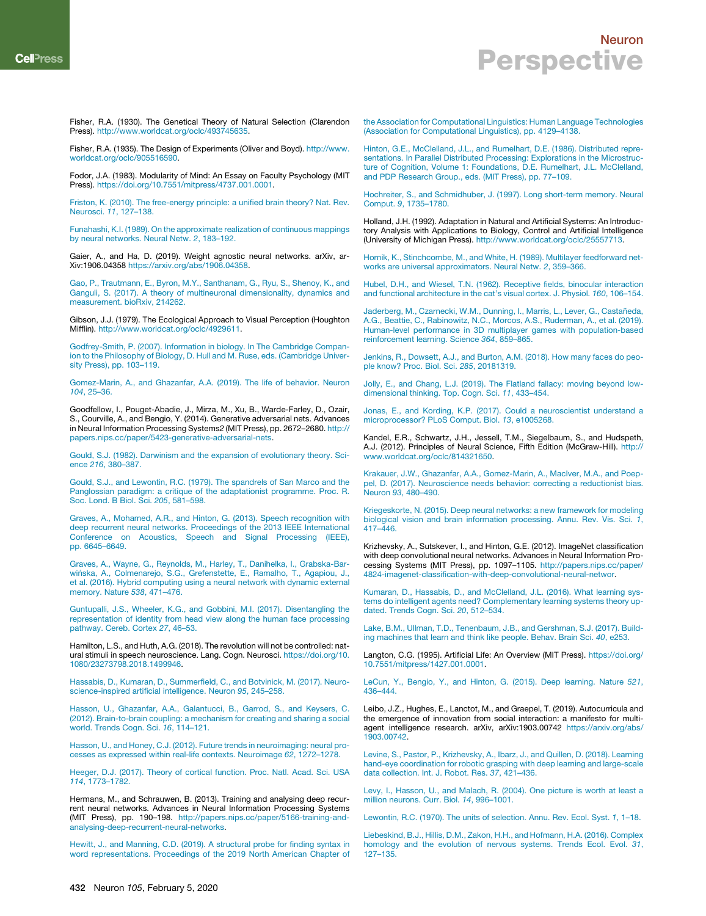Fisher, R.A. (1930). The Genetical Theory of Natural Selection (Clarendon Press). http://www.worldcat.org/oclc/493745635.

Fisher, R.A. (1935). The Design of Experiments (Oliver and Boyd). http://www.worldcat.org/oclc/905516590.

Fodor, J.A. (1983). Modularity of Mind: An Essay on Faculty Psychology (MIT Press). https://doi.org/10.7551/mitpress/4737.001.0001.

Friston, K. (2010). The free-energy principle: a unified brain theory? Nat. Rev. Neurosci. *11*, 127–138.

Funahashi, K.I. (1989). On the approximate realization of continuous mappings by neural networks. Neural Netw. *2*, 183–192.

Gaier, A., and Ha, D. (2019). Weight agnostic neural networks. arXiv, arXiv:1906.04358 https://arxiv.org/abs/1906.04358.

Gao, P., Trautmann, E., Byron, M.Y., Santhanam, G., Ryu, S., Shenoy, K., and Ganguli, S. (2017). A theory of multineuronal dimensionality, dynamics and measurement. bioRxiv, 214262.

Gibson, J.J. (1979). The Ecological Approach to Visual Perception (Houghton Mifflin). http://www.worldcat.org/oclc/4929611.

Godfrey-Smith, P. (2007). Information in biology. In The Cambridge Companion to the Philosophy of Biology, D. Hull and M. Ruse, eds. (Cambridge University Press), pp. 103–119.

Gomez-Marin, A., and Ghazanfar, A.A. (2019). The life of behavior. Neuron *104*, 25–36.

Goodfellow, I., Pouget-Abadie, J., Mirza, M., Xu, B., Warde-Farley, D., Ozair, S., Courville, A., and Bengio, Y. (2014). Generative adversarial nets. Advances in Neural Information Processing Systems2 (MIT Press), pp. 2672–2680. http://papers.nips.cc/paper/5423-generative-adversarial-nets.

Gould, S.J. (1982). Darwinism and the expansion of evolutionary theory. Science *216*, 380–387.

Gould, S.J., and Lewontin, R.C. (1979). The spandrels of San Marco and the Panglossian paradigm: a critique of the adaptationist programme. Proc. R. Soc. Lond. B Biol. Sci. *205*, 581–598.

Graves, A., Mohamed, A.R., and Hinton, G. (2013). Speech recognition with deep recurrent neural networks. Proceedings of the 2013 IEEE International Conference on Acoustics, Speech and Signal Processing (IEEE), pp. 6645–6649.

Graves, A., Wayne, G., Reynolds, M., Harley, T., Danihelka, I., Grabska-Barwińska, A., Colmenarejo, S.G., Grefenstette, E., Ramalho, T., Agapiou, J., et al. (2016). Hybrid computing using a neural network with dynamic external memory. Nature *538*, 471–476.

Guntupalli, J.S., Wheeler, K.G., and Gobbini, M.I. (2017). Disentangling the representation of identity from head view along the human face processing pathway. Cereb. Cortex *27*, 46–53.

Hamilton, L.S., and Huth, A.G. (2018). The revolution will not be controlled: natural stimuli in speech neuroscience. Lang. Cogn. Neurosci. https://doi.org/10.1080/23273798.2018.1499946.

Hassabis, D., Kumaran, D., Summerfield, C., and Botvinick, M. (2017). Neuroscience-inspired artificial intelligence. Neuron *95*, 245–258.

Hasson, U., Ghazanfar, A.A., Galantucci, B., Garrod, S., and Keysers, C. (2012). Brain-to-brain coupling: a mechanism for creating and sharing a social world. Trends Cogn. Sci. *16*, 114–121.

Hasson, U., and Honey, C.J. (2012). Future trends in neuroimaging: neural processes as expressed within real-life contexts. Neuroimage *62*, 1272–1278.

Heeger, D.J. (2017). Theory of cortical function. Proc. Natl. Acad. Sci. USA *114*, 1773–1782.

Hermans, M., and Schrauwen, B. (2013). Training and analysing deep recurrent neural networks. Advances in Neural Information Processing Systems (MIT Press), pp. 190–198. http://papers.nips.cc/paper/5166-training-and-analysing-deep-recurrent-neural-networks.

Hewitt, J., and Manning, C.D. (2019). A structural probe for finding syntax in word representations. Proceedings of the 2019 North American Chapter of the Association for Computational Linguistics: Human Language Technologies (Association for Computational Linguistics), pp. 4129–4138.

Hinton, G.E., McClelland, J.L., and Rumelhart, D.E. (1986). Distributed representations. In Parallel Distributed Processing: Explorations in the Microstructure of Cognition, Volume 1: Foundations, D.E. Rumelhart, J.L. McClelland, and PDP Research Group., eds. (MIT Press), pp. 77–109.

Hochreiter, S., and Schmidhuber, J. (1997). Long short-term memory. Neural Comput. *9*, 1735–1780.

Holland, J.H. (1992). Adaptation in Natural and Artificial Systems: An Introductory Analysis with Applications to Biology, Control and Artificial Intelligence (University of Michigan Press). http://www.worldcat.org/oclc/25557713.

Hornik, K., Stinchcombe, M., and White, H. (1989). Multilayer feedforward networks are universal approximators. Neural Netw. *2*, 359–366.

Hubel, D.H., and Wiesel, T.N. (1962). Receptive fields, binocular interaction and functional architecture in the cat's visual cortex. J. Physiol. *160*, 106–154.

Jaderberg, M., Czarnecki, W.M., Dunning, I., Marris, L., Lever, G., Castañeda, A.G., Beattie, C., Rabinowitz, N.C., Morcos, A.S., Ruderman, A., et al. (2019). Human-level performance in 3D multiplayer games with population-based reinforcement learning. Science *364*, 859–865.

Jenkins, R., Dowsett, A.J., and Burton, A.M. (2018). How many faces do people know? Proc. Biol. Sci. *285*, 20181319.

Jolly, E., and Chang, L.J. (2019). The Flatland fallacy: moving beyond low-dimensional thinking. Top. Cogn. Sci. *11*, 433–454.

Jonas, E., and Kording, K.P. (2017). Could a neuroscientist understand a microprocessor? PLoS Comput. Biol. *13*, e1005268.

Kandel, E.R., Schwartz, J.H., Jessell, T.M., Siegelbaum, S., and Hudspeth, A.J. (2012). Principles of Neural Science, Fifth Edition (McGraw-Hill). http://www.worldcat.org/oclc/814321650.

Krakauer, J.W., Ghazanfar, A.A., Gomez-Marin, A., MacIver, M.A., and Poeppel, D. (2017). Neuroscience needs behavior: correcting a reductionist bias. Neuron *93*, 480–490.

Kriegeskorte, N. (2015). Deep neural networks: a new framework for modeling biological vision and brain information processing. Annu. Rev. Vis. Sci. *1*, 417–446.

Krizhevsky, A., Sutskever, I., and Hinton, G.E. (2012). ImageNet classification with deep convolutional neural networks. Advances in Neural Information Processing Systems (MIT Press), pp. 1097–1105. http://papers.nips.cc/paper/4824-imagenet-classification-with-deep-convolutional-neural-networ.

Kumaran, D., Hassabis, D., and McClelland, J.L. (2016). What learning systems do intelligent agents need? Complementary learning systems theory updated. Trends Cogn. Sci. *20*, 512–534.

Lake, B.M., Ullman, T.D., Tenenbaum, J.B., and Gershman, S.J. (2017). Building machines that learn and think like people. Behav. Brain Sci. *40*, e253.

Langton, C.G. (1995). Artificial Life: An Overview (MIT Press). https://doi.org/10.7551/mitpress/1427.001.0001.

LeCun, Y., Bengio, Y., and Hinton, G. (2015). Deep learning. Nature *521*, 436–444.

Leibo, J.Z., Hughes, E., Lanctot, M., and Graepel, T. (2019). Autocurricula and the emergence of innovation from social interaction: a manifesto for multi-agent intelligence research. arXiv, arXiv:1903.00742 https://arxiv.org/abs/1903.00742.

Levine, S., Pastor, P., Krizhevsky, A., Ibarz, J., and Quillen, D. (2018). Learning hand-eye coordination for robotic grasping with deep learning and large-scale data collection. Int. J. Robot. Res. *37*, 421–436.

Levy, I., Hasson, U., and Malach, R. (2004). One picture is worth at least a million neurons. Curr. Biol. *14*, 996–1001.

Lewontin, R.C. (1970). The units of selection. Annu. Rev. Ecol. Syst. *1*, 1–18.

Liebeskind, B.J., Hillis, D.M., Zakon, H.H., and Hofmann, H.A. (2016). Complex homology and the evolution of nervous systems. Trends Ecol. Evol. *31*, 127–135.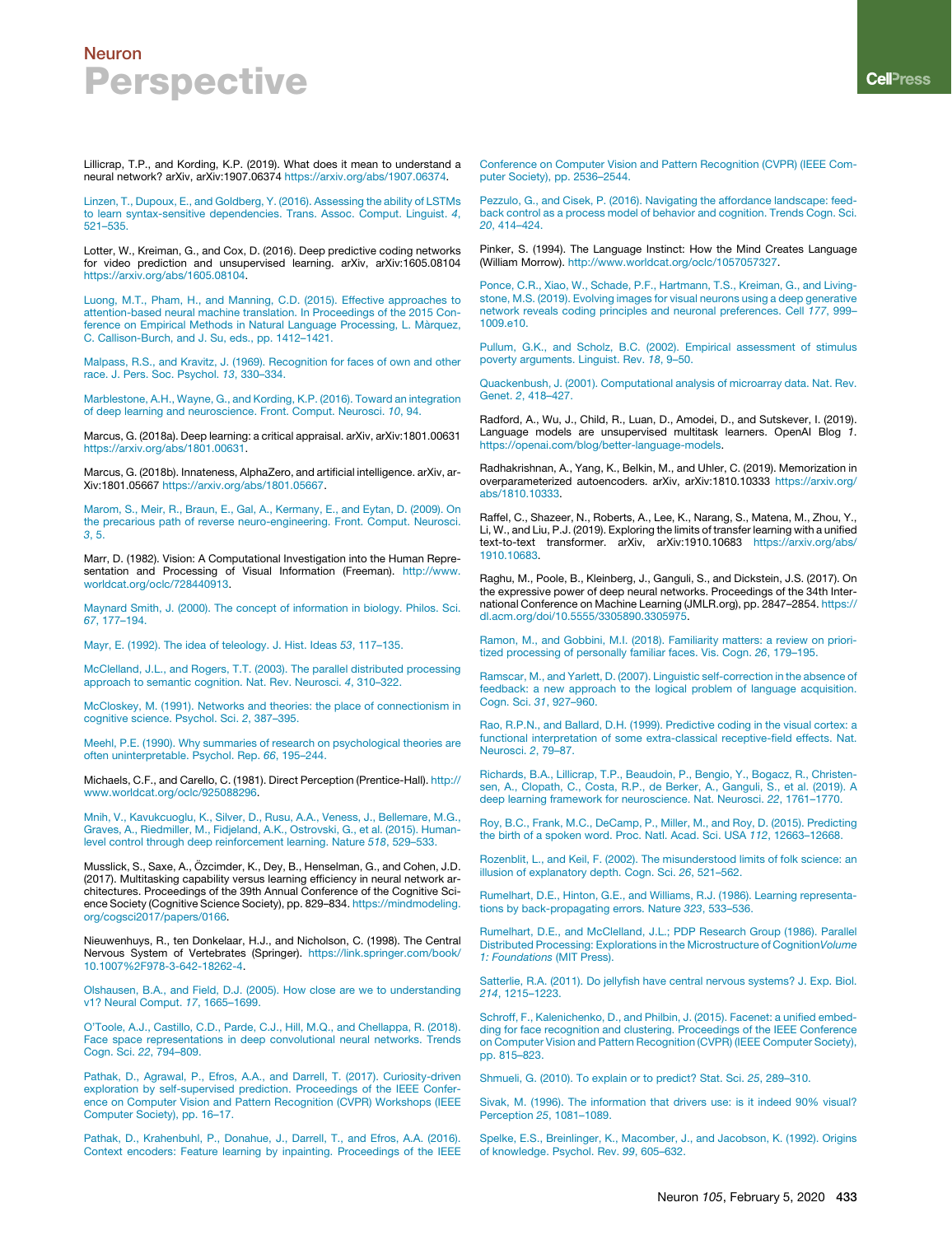Lillicrap, T.P., and Kording, K.P. (2019). What does it mean to understand a neural network? arXiv, arXiv:1907.06374 https://arxiv.org/abs/1907.06374.

Linzen, T., Dupoux, E., and Goldberg, Y. (2016). Assessing the ability of LSTMs to learn syntax-sensitive dependencies. Trans. Assoc. Comput. Linguist. *4*, 521–535.

Lotter, W., Kreiman, G., and Cox, D. (2016). Deep predictive coding networks for video prediction and unsupervised learning. arXiv, arXiv:1605.08104 https://arxiv.org/abs/1605.08104.

Luong, M.T., Pham, H., and Manning, C.D. (2015). Effective approaches to attention-based neural machine translation. In Proceedings of the 2015 Conference on Empirical Methods in Natural Language Processing, L. Màrquez, C. Callison-Burch, and J. Su, eds., pp. 1412–1421.

Malpass, R.S., and Kravitz, J. (1969). Recognition for faces of own and other race. J. Pers. Soc. Psychol. *13*, 330–334.

Marblestone, A.H., Wayne, G., and Kording, K.P. (2016). Toward an integration of deep learning and neuroscience. Front. Comput. Neurosci. *10*, 94.

Marcus, G. (2018a). Deep learning: a critical appraisal. arXiv, arXiv:1801.00631 https://arxiv.org/abs/1801.00631.

Marcus, G. (2018b). Innateness, AlphaZero, and artificial intelligence. arXiv, arXiv:1801.05667 https://arxiv.org/abs/1801.05667.

Marom, S., Meir, R., Braun, E., Gal, A., Kermany, E., and Eytan, D. (2009). On the precarious path of reverse neuro-engineering. Front. Comput. Neurosci. *3*, 5.

Marr, D. (1982). Vision: A Computational Investigation into the Human Representation and Processing of Visual Information (Freeman). http://www.worldcat.org/oclc/728440913.

Maynard Smith, J. (2000). The concept of information in biology. Philos. Sci. *67*, 177–194.

Mayr, E. (1992). The idea of teleology. J. Hist. Ideas *53*, 117–135.

McClelland, J.L., and Rogers, T.T. (2003). The parallel distributed processing approach to semantic cognition. Nat. Rev. Neurosci. *4*, 310–322.

McCloskey, M. (1991). Networks and theories: the place of connectionism in cognitive science. Psychol. Sci. *2*, 387–395.

Meehl, P.E. (1990). Why summaries of research on psychological theories are often uninterpretable. Psychol. Rep. *66*, 195–244.

Michaels, C.F., and Carello, C. (1981). Direct Perception (Prentice-Hall). http://www.worldcat.org/oclc/925088296.

Mnih, V., Kavukcuoglu, K., Silver, D., Rusu, A.A., Veness, J., Bellemare, M.G., Graves, A., Riedmiller, M., Fidjeland, A.K., Ostrovski, G., et al. (2015). Human-level control through deep reinforcement learning. Nature *518*, 529–533.

Musslick, S., Saxe, A., Özcimder, K., Dey, B., Henselman, G., and Cohen, J.D. (2017). Multitasking capability versus learning efficiency in neural network architectures. Proceedings of the 39th Annual Conference of the Cognitive Science Society (Cognitive Science Society), pp. 829–834. https://mindmodeling.org/cogsci2017/papers/0166.

Nieuwenhuys, R., ten Donkelaar, H.J., and Nicholson, C. (1998). The Central Nervous System of Vertebrates (Springer). https://link.springer.com/book/10.1007%2F978-3-642-18262-4.

Olshausen, B.A., and Field, D.J. (2005). How close are we to understanding v1? Neural Comput. *17*, 1665–1699.

O'Toole, A.J., Castillo, C.D., Parde, C.J., Hill, M.Q., and Chellappa, R. (2018). Face space representations in deep convolutional neural networks. Trends Cogn. Sci. *22*, 794–809.

Pathak, D., Agrawal, P., Efros, A.A., and Darrell, T. (2017). Curiosity-driven exploration by self-supervised prediction. Proceedings of the IEEE Conference on Computer Vision and Pattern Recognition (CVPR) Workshops (IEEE Computer Society), pp. 16–17.

Pathak, D., Krahenbuhl, P., Donahue, J., Darrell, T., and Efros, A.A. (2016). Context encoders: Feature learning by inpainting. Proceedings of the IEEE Conference on Computer Vision and Pattern Recognition (CVPR) (IEEE Computer Society), pp. 2536–2544.

Pezzulo, G., and Cisek, P. (2016). Navigating the affordance landscape: feedback control as a process model of behavior and cognition. Trends Cogn. Sci. *20*, 414–424.

Pinker, S. (1994). The Language Instinct: How the Mind Creates Language (William Morrow). http://www.worldcat.org/oclc/1057057327.

Ponce, C.R., Xiao, W., Schade, P.F., Hartmann, T.S., Kreiman, G., and Livingstone, M.S. (2019). Evolving images for visual neurons using a deep generative network reveals coding principles and neuronal preferences. Cell *177*, 999–1009.e10.

Pullum, G.K., and Scholz, B.C. (2002). Empirical assessment of stimulus poverty arguments. Linguist. Rev. *18*, 9–50.

Quackenbush, J. (2001). Computational analysis of microarray data. Nat. Rev. Genet. *2*, 418–427.

Radford, A., Wu, J., Child, R., Luan, D., Amodei, D., and Sutskever, I. (2019). Language models are unsupervised multitask learners. OpenAI Blog *1*. https://openai.com/blog/better-language-models.

Radhakrishnan, A., Yang, K., Belkin, M., and Uhler, C. (2019). Memorization in overparameterized autoencoders. arXiv, arXiv:1810.10333 https://arxiv.org/abs/1810.10333.

Raffel, C., Shazeer, N., Roberts, A., Lee, K., Narang, S., Matena, M., Zhou, Y., Li, W., and Liu, P.J. (2019). Exploring the limits of transfer learning with a unified text-to-text transformer. arXiv, arXiv:1910.10683 https://arxiv.org/abs/1910.10683.

Raghu, M., Poole, B., Kleinberg, J., Ganguli, S., and Dickstein, J.S. (2017). On the expressive power of deep neural networks. Proceedings of the 34th International Conference on Machine Learning (JMLR.org), pp. 2847–2854. https://dl.acm.org/doi/10.5555/3305890.3305975.

Ramon, M., and Gobbini, M.I. (2018). Familiarity matters: a review on prioritized processing of personally familiar faces. Vis. Cogn. *26*, 179–195.

Ramscar, M., and Yarlett, D. (2007). Linguistic self-correction in the absence of feedback: a new approach to the logical problem of language acquisition. Cogn. Sci. *31*, 927–960.

Rao, R.P.N., and Ballard, D.H. (1999). Predictive coding in the visual cortex: a functional interpretation of some extra-classical receptive-field effects. Nat. Neurosci. *2*, 79–87.

Richards, B.A., Lillicrap, T.P., Beaudoin, P., Bengio, Y., Bogacz, R., Christensen, A., Clopath, C., Costa, R.P., de Berker, A., Ganguli, S., et al. (2019). A deep learning framework for neuroscience. Nat. Neurosci. *22*, 1761–1770.

Roy, B.C., Frank, M.C., DeCamp, P., Miller, M., and Roy, D. (2015). Predicting the birth of a spoken word. Proc. Natl. Acad. Sci. USA *112*, 12663–12668.

Rozenblit, L., and Keil, F. (2002). The misunderstood limits of folk science: an illusion of explanatory depth. Cogn. Sci. *26*, 521–562.

Rumelhart, D.E., Hinton, G.E., and Williams, R.J. (1986). Learning representations by back-propagating errors. Nature *323*, 533–536.

Rumelhart, D.E., and McClelland, J.L.; PDP Research Group (1986). Parallel Distributed Processing: Explorations in the Microstructure of Cognition*Volume 1: Foundations* (MIT Press).

Satterlie, R.A. (2011). Do jellyfish have central nervous systems? J. Exp. Biol. *214*, 1215–1223.

Schroff, F., Kalenichenko, D., and Philbin, J. (2015). Facenet: a unified embedding for face recognition and clustering. Proceedings of the IEEE Conference on Computer Vision and Pattern Recognition (CVPR) (IEEE Computer Society), pp. 815–823.

Shmueli, G. (2010). To explain or to predict? Stat. Sci. *25*, 289–310.

Sivak, M. (1996). The information that drivers use: is it indeed 90% visual? Perception *25*, 1081–1089.

Spelke, E.S., Breinlinger, K., Macomber, J., and Jacobson, K. (1992). Origins of knowledge. Psychol. Rev. *99*, 605–632.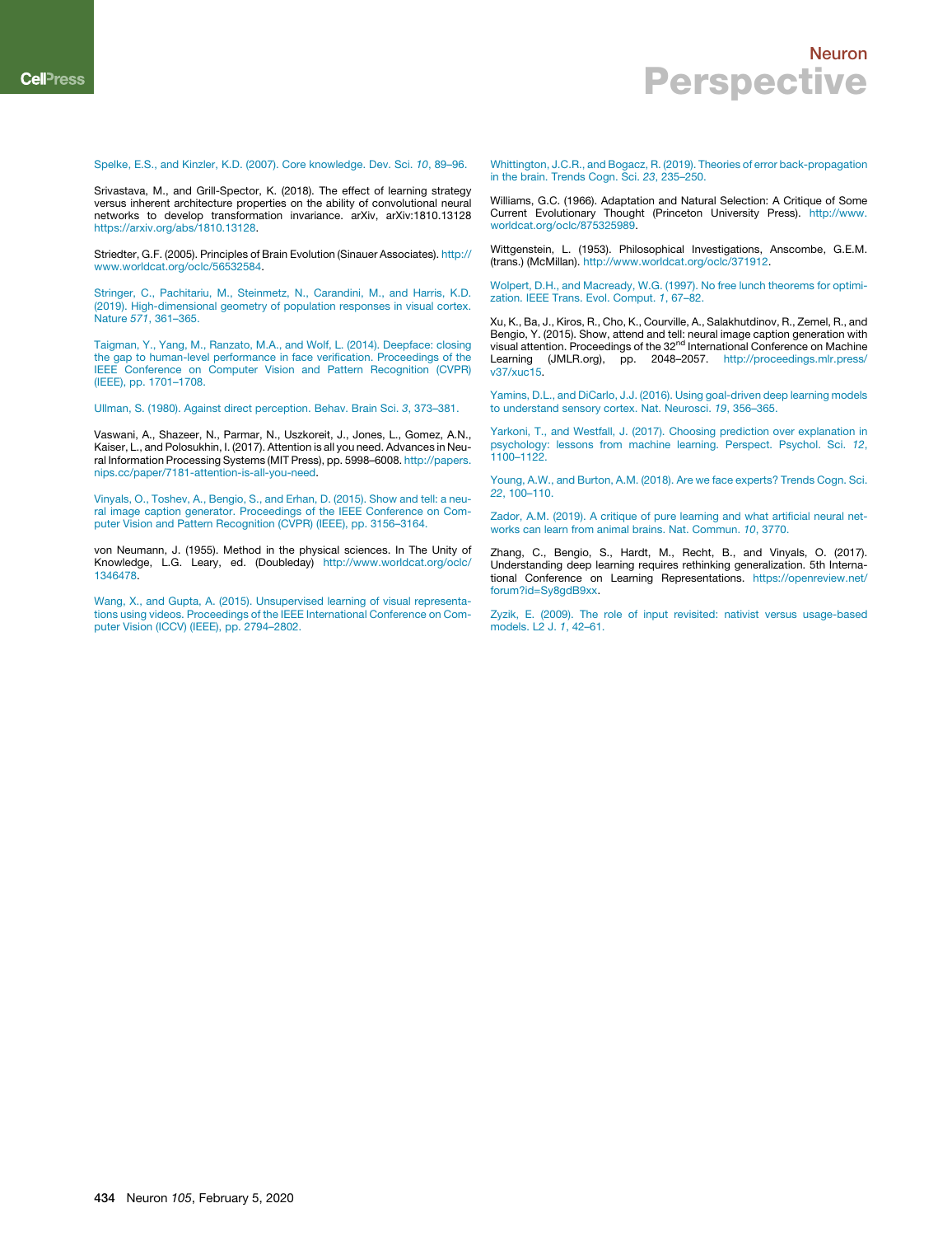Spelke, E.S., and Kinzler, K.D. (2007). Core knowledge. Dev. Sci. *10*, 89–96.

Srivastava, M., and Grill-Spector, K. (2018). The effect of learning strategy versus inherent architecture properties on the ability of convolutional neural networks to develop transformation invariance. arXiv, arXiv:1810.13128 https://arxiv.org/abs/1810.13128.

Striedter, G.F. (2005). Principles of Brain Evolution (Sinauer Associates). http://www.worldcat.org/oclc/56532584.

Stringer, C., Pachitariu, M., Steinmetz, N., Carandini, M., and Harris, K.D. (2019). High-dimensional geometry of population responses in visual cortex. Nature *571*, 361–365.

Taigman, Y., Yang, M., Ranzato, M.A., and Wolf, L. (2014). Deepface: closing the gap to human-level performance in face verification. Proceedings of the IEEE Conference on Computer Vision and Pattern Recognition (CVPR) (IEEE), pp. 1701–1708.

Ullman, S. (1980). Against direct perception. Behav. Brain Sci. *3*, 373–381.

Vaswani, A., Shazeer, N., Parmar, N., Uszkoreit, J., Jones, L., Gomez, A.N., Kaiser, L., and Polosukhin, I. (2017). Attention is all you need. Advances in Neural Information Processing Systems (MIT Press), pp. 5998–6008. http://papers.nips.cc/paper/7181-attention-is-all-you-need.

Vinyals, O., Toshev, A., Bengio, S., and Erhan, D. (2015). Show and tell: a neural image caption generator. Proceedings of the IEEE Conference on Computer Vision and Pattern Recognition (CVPR) (IEEE), pp. 3156–3164.

von Neumann, J. (1955). Method in the physical sciences. In The Unity of Knowledge, L.G. Leary, ed. (Doubleday) http://www.worldcat.org/oclc/1346478.

Wang, X., and Gupta, A. (2015). Unsupervised learning of visual representations using videos. Proceedings of the IEEE International Conference on Computer Vision (ICCV) (IEEE), pp. 2794–2802.

Whittington, J.C.R., and Bogacz, R. (2019). Theories of error back-propagation in the brain. Trends Cogn. Sci. *23*, 235–250.

Williams, G.C. (1966). Adaptation and Natural Selection: A Critique of Some Current Evolutionary Thought (Princeton University Press). http://www.worldcat.org/oclc/875325989.

Wittgenstein, L. (1953). Philosophical Investigations, Anscombe, G.E.M. (trans.) (McMillan). http://www.worldcat.org/oclc/371912.

Wolpert, D.H., and Macready, W.G. (1997). No free lunch theorems for optimization. IEEE Trans. Evol. Comput. *1*, 67–82.

Xu, K., Ba, J., Kiros, R., Cho, K., Courville, A., Salakhutdinov, R., Zemel, R., and Bengio, Y. (2015). Show, attend and tell: neural image caption generation with visual attention. Proceedings of the 32nd International Conference on Machine Learning (JMLR.org), pp. 2048–2057. http://proceedings.mlr.press/v37/xuc15.

Yamins, D.L., and DiCarlo, J.J. (2016). Using goal-driven deep learning models to understand sensory cortex. Nat. Neurosci. *19*, 356–365.

Yarkoni, T., and Westfall, J. (2017). Choosing prediction over explanation in psychology: lessons from machine learning. Perspect. Psychol. Sci. *12*, 1100–1122.

Young, A.W., and Burton, A.M. (2018). Are we face experts? Trends Cogn. Sci. *22*, 100–110.

Zador, A.M. (2019). A critique of pure learning and what artificial neural networks can learn from animal brains. Nat. Commun. *10*, 3770.

Zhang, C., Bengio, S., Hardt, M., Recht, B., and Vinyals, O. (2017). Understanding deep learning requires rethinking generalization. 5th International Conference on Learning Representations. https://openreview.net/forum?id=Sy8gdB9xx.

Zyzik, E. (2009). The role of input revisited: nativist versus usage-based models. L2 J. *1*, 42–61.